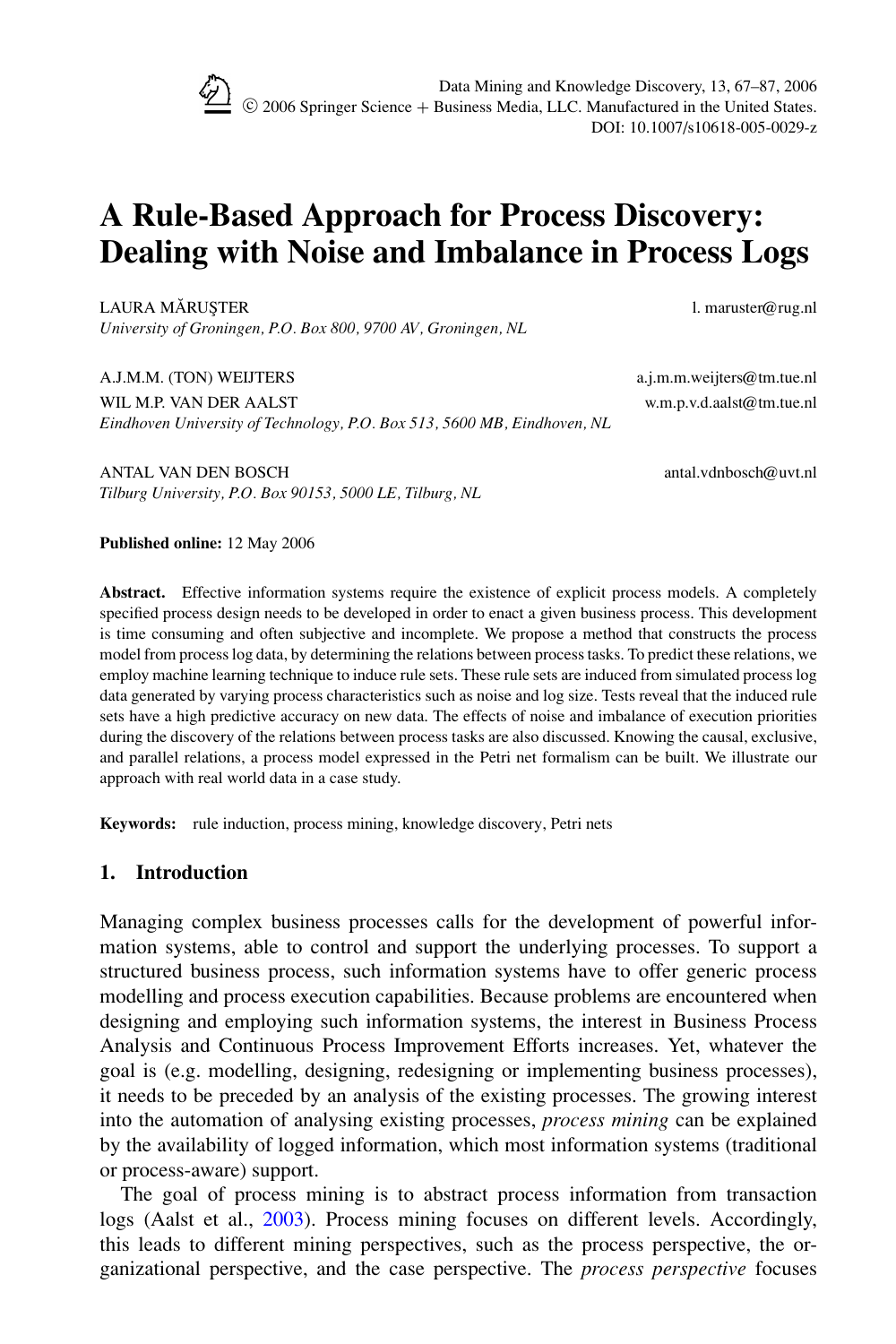# A Rule-Based Approach for Process Discovery: Dealing with Noise and Imbalance in Process Logs

LAURA MĂRUŞTER — l. maruster@rug.nl
*University of Groningen, P.O. Box 800, 9700 AV, Groningen, NL*

A.J.M.M. (TON) WEIJTERS — a.j.m.m.weijters@tm.tue.nl
WIL M.P. VAN DER AALST — w.m.p.v.d.aalst@tm.tue.nl
*Eindhoven University of Technology, P.O. Box 513, 5600 MB, Eindhoven, NL*

ANTAL VAN DEN BOSCH — antal.vdnbosch@uvt.nl
*Tilburg University, P.O. Box 90153, 5000 LE, Tilburg, NL*

**Published online:** 12 May 2006

**Abstract.** Effective information systems require the existence of explicit process models. A completely specified process design needs to be developed in order to enact a given business process. This development is time consuming and often subjective and incomplete. We propose a method that constructs the process model from process log data, by determining the relations between process tasks. To predict these relations, we employ machine learning technique to induce rule sets. These rule sets are induced from simulated process log data generated by varying process characteristics such as noise and log size. Tests reveal that the induced rule sets have a high predictive accuracy on new data. The effects of noise and imbalance of execution priorities during the discovery of the relations between process tasks are also discussed. Knowing the causal, exclusive, and parallel relations, a process model expressed in the Petri net formalism can be built. We illustrate our approach with real world data in a case study.

**Keywords:** rule induction, process mining, knowledge discovery, Petri nets

## 1. Introduction

Managing complex business processes calls for the development of powerful information systems, able to control and support the underlying processes. To support a structured business process, such information systems have to offer generic process modelling and process execution capabilities. Because problems are encountered when designing and employing such information systems, the interest in Business Process Analysis and Continuous Process Improvement Efforts increases. Yet, whatever the goal is (e.g. modelling, designing, redesigning or implementing business processes), it needs to be preceded by an analysis of the existing processes. The growing interest into the automation of analysing existing processes, *process mining* can be explained by the availability of logged information, which most information systems (traditional or process-aware) support.

The goal of process mining is to abstract process information from transaction logs (Aalst et al., 2003). Process mining focuses on different levels. Accordingly, this leads to different mining perspectives, such as the process perspective, the organizational perspective, and the case perspective. The *process perspective* focuses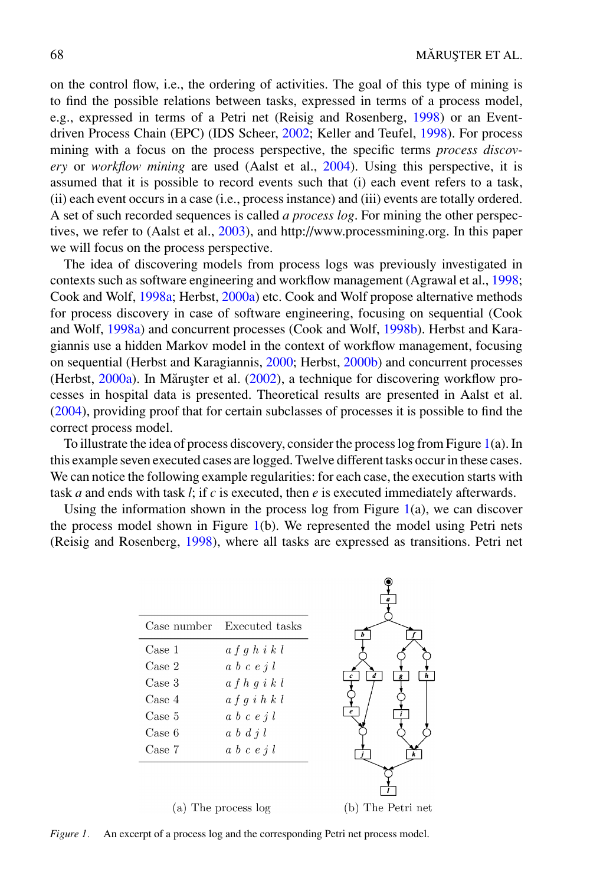on the control flow, i.e., the ordering of activities. The goal of this type of mining is to find the possible relations between tasks, expressed in terms of a process model, e.g., expressed in terms of a Petri net (Reisig and Rosenberg, 1998) or an Event-driven Process Chain (EPC) (IDS Scheer, 2002; Keller and Teufel, 1998). For process mining with a focus on the process perspective, the specific terms *process discovery* or *workflow mining* are used (Aalst et al., 2004). Using this perspective, it is assumed that it is possible to record events such that (i) each event refers to a task, (ii) each event occurs in a case (i.e., process instance) and (iii) events are totally ordered. A set of such recorded sequences is called *a process log*. For mining the other perspectives, we refer to (Aalst et al., 2003), and http://www.processmining.org. In this paper we will focus on the process perspective.

The idea of discovering models from process logs was previously investigated in contexts such as software engineering and workflow management (Agrawal et al., 1998; Cook and Wolf, 1998a; Herbst, 2000a) etc. Cook and Wolf propose alternative methods for process discovery in case of software engineering, focusing on sequential (Cook and Wolf, 1998a) and concurrent processes (Cook and Wolf, 1998b). Herbst and Karagiannis use a hidden Markov model in the context of workflow management, focusing on sequential (Herbst and Karagiannis, 2000; Herbst, 2000b) and concurrent processes (Herbst, 2000a). In Măruşter et al. (2002), a technique for discovering workflow processes in hospital data is presented. Theoretical results are presented in Aalst et al. (2004), providing proof that for certain subclasses of processes it is possible to find the correct process model.

To illustrate the idea of process discovery, consider the process log from Figure 1(a). In this example seven executed cases are logged. Twelve different tasks occur in these cases. We can notice the following example regularities: for each case, the execution starts with task *a* and ends with task *l*; if *c* is executed, then *e* is executed immediately afterwards.

Using the information shown in the process log from Figure 1(b), we can discover the process model shown in Figure 1(b). We represented the model using Petri nets (Reisig and Rosenberg, 1998), where all tasks are expressed as transitions. Petri net

| Case number | Executed tasks |
|---|---|
| Case 1 | *a f g h i k l* |
| Case 2 | *a b c e j l* |
| Case 3 | *a f h g i k l* |
| Case 4 | *a f g i h k l* |
| Case 5 | *a b c e j l* |
| Case 6 | *a b d j l* |
| Case 7 | *a b c e j l* |

(a) The process log

(b) The Petri net

*Figure 1.* An excerpt of a process log and the corresponding Petri net process model.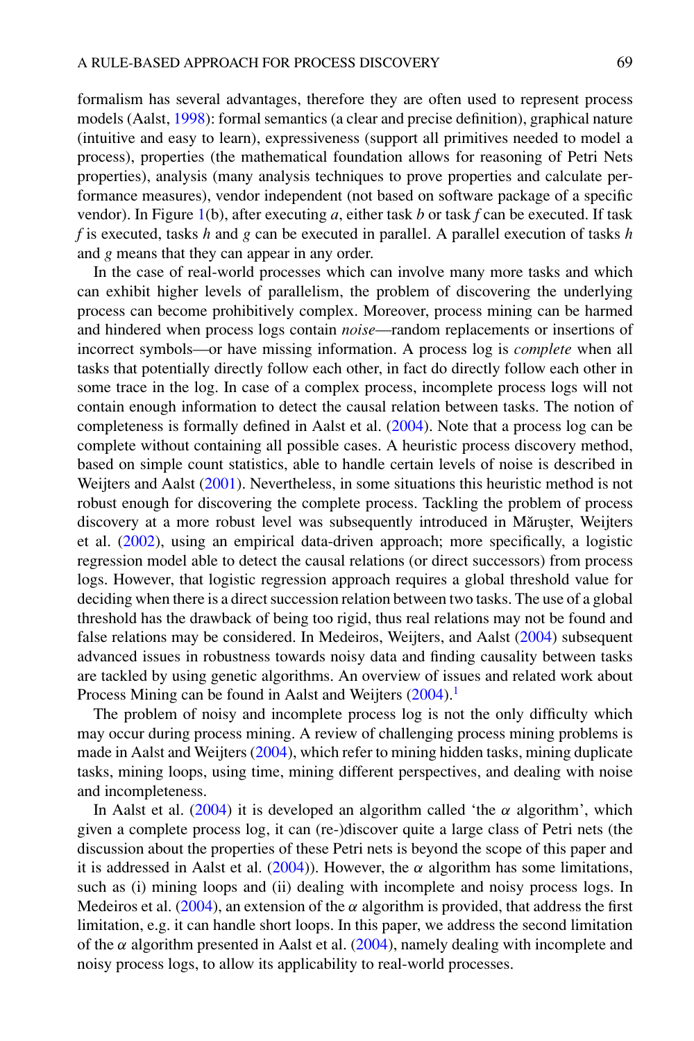formalism has several advantages, therefore they are often used to represent process models (Aalst, 1998): formal semantics (a clear and precise definition), graphical nature (intuitive and easy to learn), expressiveness (support all primitives needed to model a process), properties (the mathematical foundation allows for reasoning of Petri Nets properties), analysis (many analysis techniques to prove properties and calculate performance measures), vendor independent (not based on software package of a specific vendor). In Figure 1(b), after executing *a*, either task *b* or task *f* can be executed. If task *f* is executed, tasks *h* and *g* can be executed in parallel. A parallel execution of tasks *h* and *g* means that they can appear in any order.

In the case of real-world processes which can involve many more tasks and which can exhibit higher levels of parallelism, the problem of discovering the underlying process can become prohibitively complex. Moreover, process mining can be harmed and hindered when process logs contain *noise*—random replacements or insertions of incorrect symbols—or have missing information. A process log is *complete* when all tasks that potentially directly follow each other, in fact do directly follow each other in some trace in the log. In case of a complex process, incomplete process logs will not contain enough information to detect the causal relation between tasks. The notion of completeness is formally defined in Aalst et al. (2004). Note that a process log can be complete without containing all possible cases. A heuristic process discovery method, based on simple count statistics, able to handle certain levels of noise is described in Weijters and Aalst (2001). Nevertheless, in some situations this heuristic method is not robust enough for discovering the complete process. Tackling the problem of process discovery at a more robust level was subsequently introduced in Măruşter, Weijters et al. (2002), using an empirical data-driven approach; more specifically, a logistic regression model able to detect the causal relations (or direct successors) from process logs. However, that logistic regression approach requires a global threshold value for deciding when there is a direct succession relation between two tasks. The use of a global threshold has the drawback of being too rigid, thus real relations may not be found and false relations may be considered. In Medeiros, Weijters, and Aalst (2004) subsequent advanced issues in robustness towards noisy data and finding causality between tasks are tackled by using genetic algorithms. An overview of issues and related work about Process Mining can be found in Aalst and Weijters (2004).[1]

The problem of noisy and incomplete process log is not the only difficulty which may occur during process mining. A review of challenging process mining problems is made in Aalst and Weijters (2004), which refer to mining hidden tasks, mining duplicate tasks, mining loops, using time, mining different perspectives, and dealing with noise and incompleteness.

In Aalst et al. (2004) it is developed an algorithm called 'the $\alpha$ algorithm', which given a complete process log, it can (re-)discover quite a large class of Petri nets (the discussion about the properties of these Petri nets is beyond the scope of this paper and it is addressed in Aalst et al. (2004)). However, the $\alpha$ algorithm has some limitations, such as (i) mining loops and (ii) dealing with incomplete and noisy process logs. In Medeiros et al. (2004), an extension of the $\alpha$ algorithm is provided, that address the first limitation, e.g. it can handle short loops. In this paper, we address the second limitation of the $\alpha$ algorithm presented in Aalst et al. (2004), namely dealing with incomplete and noisy process logs, to allow its applicability to real-world processes.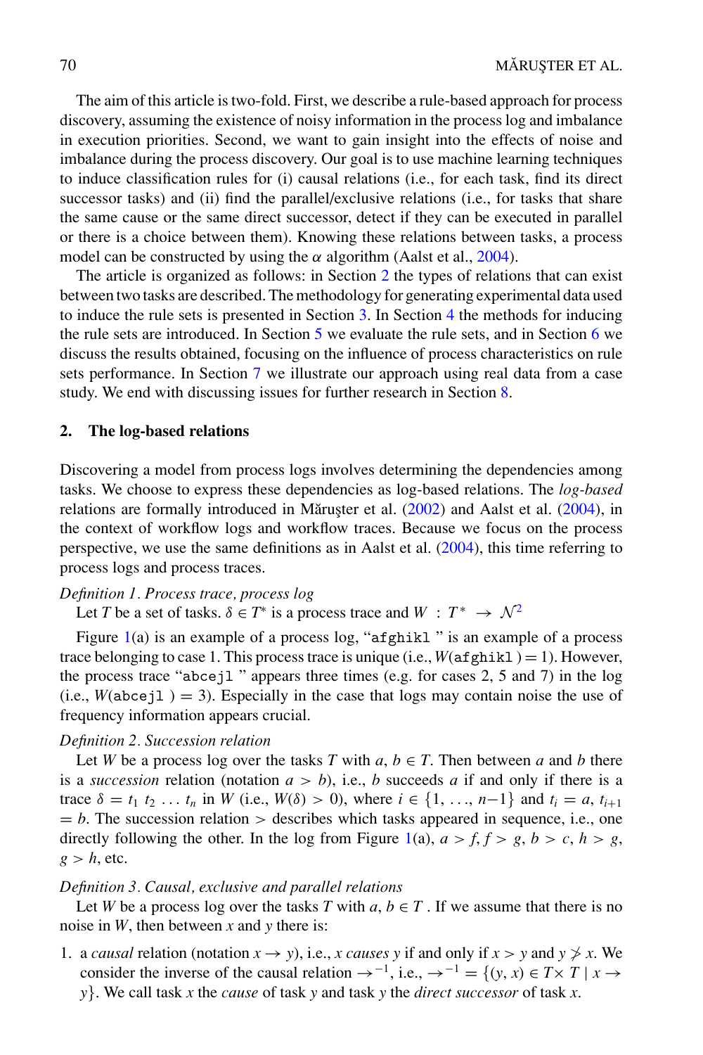The aim of this article is two-fold. First, we describe a rule-based approach for process discovery, assuming the existence of noisy information in the process log and imbalance in execution priorities. Second, we want to gain insight into the effects of noise and imbalance during the process discovery. Our goal is to use machine learning techniques to induce classification rules for (i) causal relations (i.e., for each task, find its direct successor tasks) and (ii) find the parallel/exclusive relations (i.e., for tasks that share the same cause or the same direct successor, detect if they can be executed in parallel or there is a choice between them). Knowing these relations between tasks, a process model can be constructed by using the $\alpha$ algorithm (Aalst et al., 2004).

The article is organized as follows: in Section 2 the types of relations that can exist between two tasks are described. The methodology for generating experimental data used to induce the rule sets is presented in Section 3. In Section 4 the methods for inducing the rule sets are introduced. In Section 5 we evaluate the rule sets, and in Section 6 we discuss the results obtained, focusing on the influence of process characteristics on rule sets performance. In Section 7 we illustrate our approach using real data from a case study. We end with discussing issues for further research in Section 8.

## 2. The log-based relations

Discovering a model from process logs involves determining the dependencies among tasks. We choose to express these dependencies as log-based relations. The *log-based* relations are formally introduced in Măruşter et al. (2002) and Aalst et al. (2004), in the context of workflow logs and workflow traces. Because we focus on the process perspective, we use the same definitions as in Aalst et al. (2004), this time referring to process logs and process traces.

*Definition 1. Process trace, process log*

Let $T$ be a set of tasks. $\delta \in T^*$ is a process trace and $W : T^* \rightarrow \mathcal{N}$[2]

Figure 1(a) is an example of a process log, "afghikl" is an example of a process trace belonging to case 1. This process trace is unique (i.e., $W(\texttt{afghikl}) = 1$). However, the process trace "abcejl" appears three times (e.g. for cases 2, 5 and 7) in the log (i.e., $W(\texttt{abcejl}) = 3$). Especially in the case that logs may contain noise the use of frequency information appears crucial.

*Definition 2. Succession relation*

Let $W$ be a process log over the tasks $T$ with $a, b \in T$. Then between $a$ and $b$ there is a *succession* relation (notation $a > b$), i.e., $b$ succeeds $a$ if and only if there is a trace $\delta = t_1\ t_2\ \ldots\ t_n$ in $W$ (i.e., $W(\delta) > 0$), where $i \in \{1, \ldots, n-1\}$ and $t_i = a$, $t_{i+1} = b$. The succession relation $>$ describes which tasks appeared in sequence, i.e., one directly following the other. In the log from Figure 1(a), $a > f$, $f > g$, $b > c$, $h > g$, $g > h$, etc.

*Definition 3. Causal, exclusive and parallel relations*

Let $W$ be a process log over the tasks $T$ with $a, b \in T$. If we assume that there is no noise in $W$, then between $x$ and $y$ there is:

1. a *causal* relation (notation $x \rightarrow y$), i.e., $x$ *causes* $y$ if and only if $x > y$ and $y \not> x$. We consider the inverse of the causal relation $\rightarrow^{-1}$, i.e., $\rightarrow^{-1} = \{(y, x) \in T \times T \mid x \rightarrow y\}$. We call task $x$ the *cause* of task $y$ and task $y$ the *direct successor* of task $x$.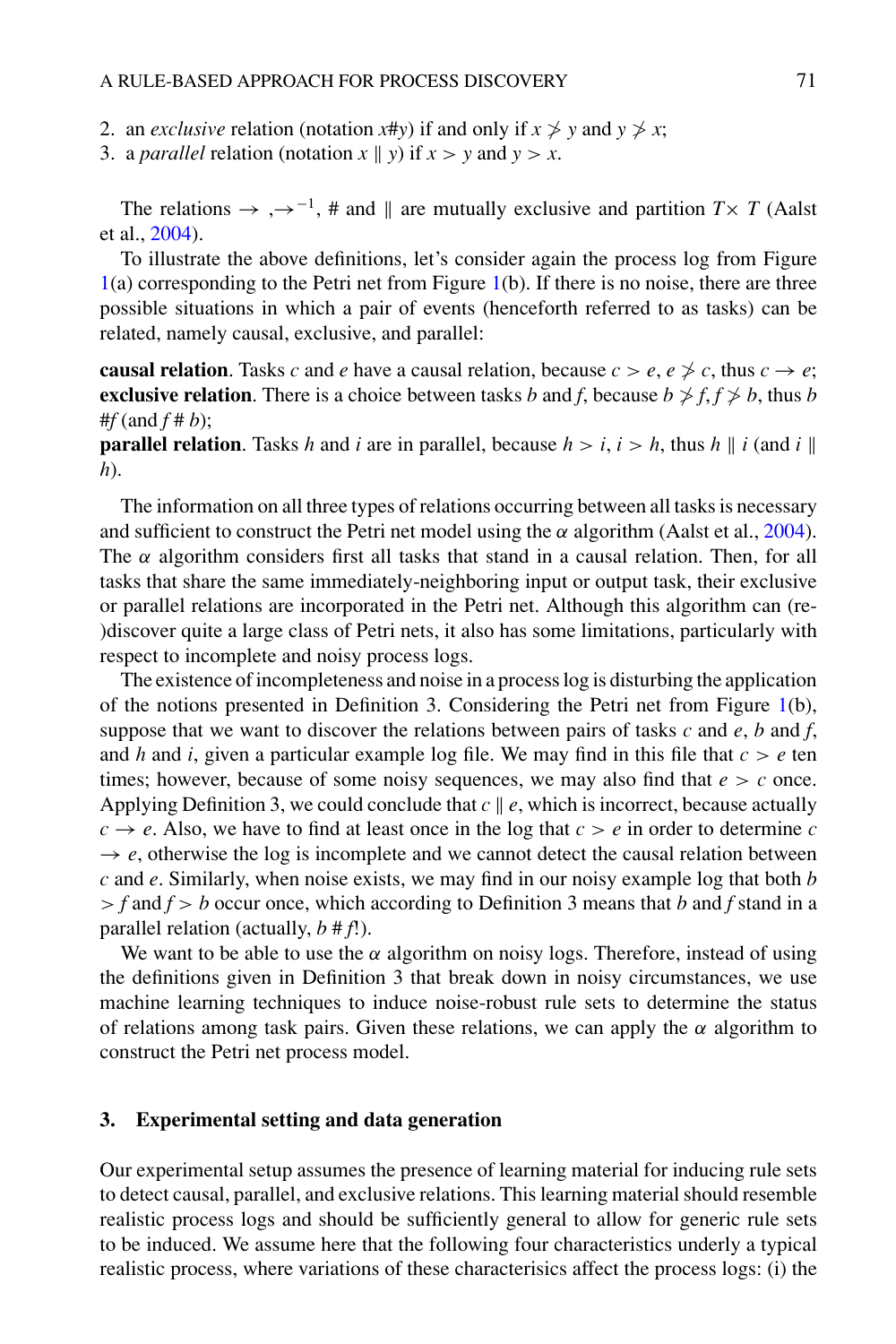2. an *exclusive* relation (notation $x\#y$) if and only if $x \not> y$ and $y \not> x$;
3. a *parallel* relation (notation $x \parallel y$) if $x > y$ and $y > x$.

The relations $\rightarrow$ ,$\rightarrow^{-1}$, # and $\parallel$ are mutually exclusive and partition $T \times T$ (Aalst et al., 2004).

To illustrate the above definitions, let's consider again the process log from Figure 1(a) corresponding to the Petri net from Figure 1(b). If there is no noise, there are three possible situations in which a pair of events (henceforth referred to as tasks) can be related, namely causal, exclusive, and parallel:

**causal relation**. Tasks $c$ and $e$ have a causal relation, because $c > e$, $e \not> c$, thus $c \rightarrow e$;
**exclusive relation**. There is a choice between tasks $b$ and $f$, because $b \not> f, f \not> b$, thus $b \# f$ (and $f \# b$);
**parallel relation**. Tasks $h$ and $i$ are in parallel, because $h > i$, $i > h$, thus $h \parallel i$ (and $i \parallel h$).

The information on all three types of relations occurring between all tasks is necessary and sufficient to construct the Petri net model using the $\alpha$ algorithm (Aalst et al., 2004). The $\alpha$ algorithm considers first all tasks that stand in a causal relation. Then, for all tasks that share the same immediately-neighboring input or output task, their exclusive or parallel relations are incorporated in the Petri net. Although this algorithm can (re-)discover quite a large class of Petri nets, it also has some limitations, particularly with respect to incomplete and noisy process logs.

The existence of incompleteness and noise in a process log is disturbing the application of the notions presented in Definition 3. Considering the Petri net from Figure 1(b), suppose that we want to discover the relations between pairs of tasks $c$ and $e$, $b$ and $f$, and $h$ and $i$, given a particular example log file. We may find in this file that $c > e$ ten times; however, because of some noisy sequences, we may also find that $e > c$ once. Applying Definition 3, we could conclude that $c \parallel e$, which is incorrect, because actually $c \rightarrow e$. Also, we have to find at least once in the log that $c > e$ in order to determine $c \rightarrow e$, otherwise the log is incomplete and we cannot detect the causal relation between $c$ and $e$. Similarly, when noise exists, we may find in our noisy example log that both $b > f$ and $f > b$ occur once, which according to Definition 3 means that $b$ and $f$ stand in a parallel relation (actually, $b \# f$!).

We want to be able to use the $\alpha$ algorithm on noisy logs. Therefore, instead of using the definitions given in Definition 3 that break down in noisy circumstances, we use machine learning techniques to induce noise-robust rule sets to determine the status of relations among task pairs. Given these relations, we can apply the $\alpha$ algorithm to construct the Petri net process model.

## 3. Experimental setting and data generation

Our experimental setup assumes the presence of learning material for inducing rule sets to detect causal, parallel, and exclusive relations. This learning material should resemble realistic process logs and should be sufficiently general to allow for generic rule sets to be induced. We assume here that the following four characteristics underly a typical realistic process, where variations of these characterisics affect the process logs: (i) the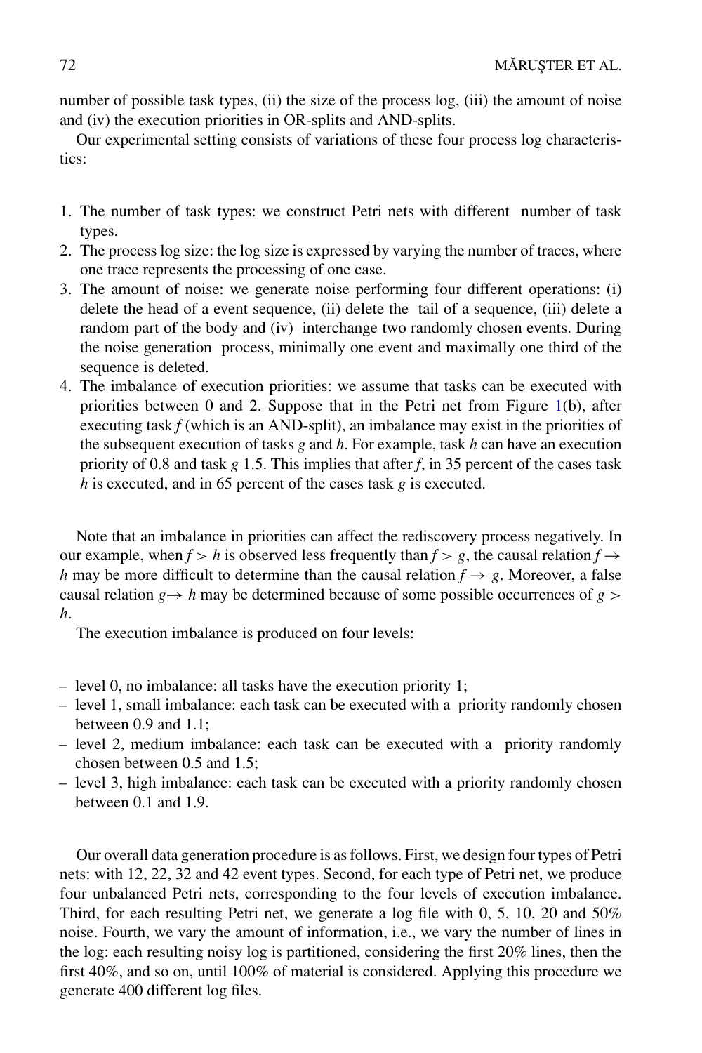number of possible task types, (ii) the size of the process log, (iii) the amount of noise and (iv) the execution priorities in OR-splits and AND-splits.

Our experimental setting consists of variations of these four process log characteristics:

1. The number of task types: we construct Petri nets with different number of task types.
2. The process log size: the log size is expressed by varying the number of traces, where one trace represents the processing of one case.
3. The amount of noise: we generate noise performing four different operations: (i) delete the head of a event sequence, (ii) delete the tail of a sequence, (iii) delete a random part of the body and (iv) interchange two randomly chosen events. During the noise generation process, minimally one event and maximally one third of the sequence is deleted.
4. The imbalance of execution priorities: we assume that tasks can be executed with priorities between 0 and 2. Suppose that in the Petri net from Figure 1(b), after executing task *f* (which is an AND-split), an imbalance may exist in the priorities of the subsequent execution of tasks *g* and *h*. For example, task *h* can have an execution priority of 0.8 and task *g* 1.5. This implies that after *f*, in 35 percent of the cases task *h* is executed, and in 65 percent of the cases task *g* is executed.

Note that an imbalance in priorities can affect the rediscovery process negatively. In our example, when $f > h$ is observed less frequently than $f > g$, the causal relation $f \rightarrow h$ may be more difficult to determine than the causal relation $f \rightarrow g$. Moreover, a false causal relation $g \rightarrow h$ may be determined because of some possible occurrences of $g > h$.

The execution imbalance is produced on four levels:

- level 0, no imbalance: all tasks have the execution priority 1;
- level 1, small imbalance: each task can be executed with a priority randomly chosen between 0.9 and 1.1;
- level 2, medium imbalance: each task can be executed with a priority randomly chosen between 0.5 and 1.5;
- level 3, high imbalance: each task can be executed with a priority randomly chosen between 0.1 and 1.9.

Our overall data generation procedure is as follows. First, we design four types of Petri nets: with 12, 22, 32 and 42 event types. Second, for each type of Petri net, we produce four unbalanced Petri nets, corresponding to the four levels of execution imbalance. Third, for each resulting Petri net, we generate a log file with 0, 5, 10, 20 and 50% noise. Fourth, we vary the amount of information, i.e., we vary the number of lines in the log: each resulting noisy log is partitioned, considering the first 20% lines, then the first 40%, and so on, until 100% of material is considered. Applying this procedure we generate 400 different log files.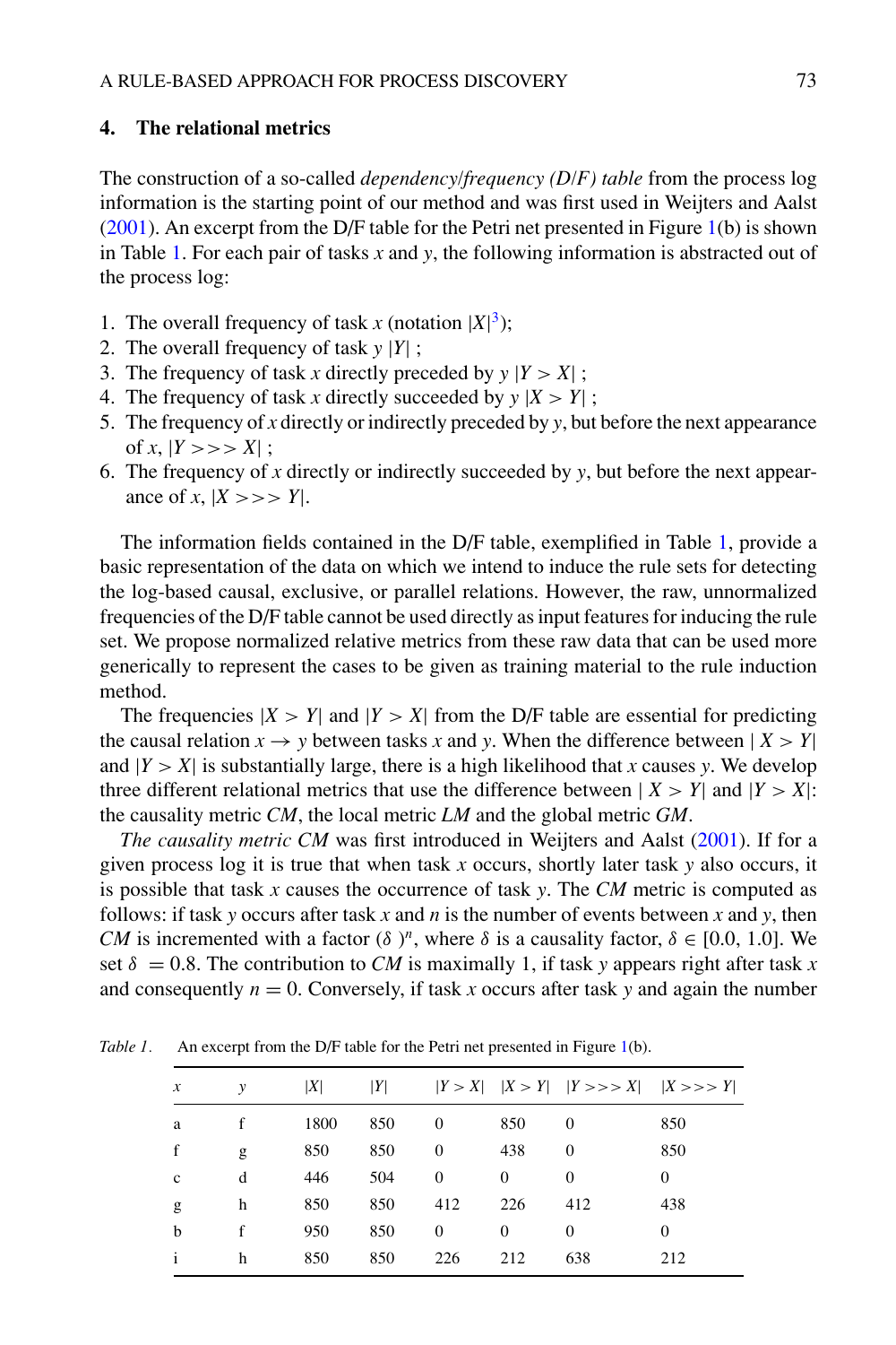## 4. The relational metrics

The construction of a so-called *dependency/frequency (D/F) table* from the process log information is the starting point of our method and was first used in Weijters and Aalst (2001). An excerpt from the D/F table for the Petri net presented in Figure 1(b) is shown in Table 1. For each pair of tasks $x$ and $y$, the following information is abstracted out of the process log:

1. The overall frequency of task $x$ (notation $|X|$[3]);
2. The overall frequency of task $y$ $|Y|$ ;
3. The frequency of task $x$ directly preceded by $y$ $|Y > X|$ ;
4. The frequency of task $x$ directly succeeded by $y$ $|X > Y|$ ;
5. The frequency of $x$ directly or indirectly preceded by $y$, but before the next appearance of $x$, $|Y >>> X|$ ;
6. The frequency of $x$ directly or indirectly succeeded by $y$, but before the next appearance of $x$, $|X >>> Y|$.

The information fields contained in the D/F table, exemplified in Table 1, provide a basic representation of the data on which we intend to induce the rule sets for detecting the log-based causal, exclusive, or parallel relations. However, the raw, unnormalized frequencies of the D/F table cannot be used directly as input features for inducing the rule set. We propose normalized relative metrics from these raw data that can be used more generically to represent the cases to be given as training material to the rule induction method.

The frequencies $|X > Y|$ and $|Y > X|$ from the D/F table are essential for predicting the causal relation $x \rightarrow y$ between tasks $x$ and $y$. When the difference between $|X > Y|$ and $|Y > X|$ is substantially large, there is a high likelihood that $x$ causes $y$. We develop three different relational metrics that use the difference between $|X > Y|$ and $|Y > X|$: the causality metric *CM*, the local metric *LM* and the global metric *GM*.

*The causality metric CM* was first introduced in Weijters and Aalst (2001). If for a given process log it is true that when task $x$ occurs, shortly later task $y$ also occurs, it is possible that task $x$ causes the occurrence of task $y$. The *CM* metric is computed as follows: if task $y$ occurs after task $x$ and $n$ is the number of events between $x$ and $y$, then *CM* is incremented with a factor $(\delta)^n$, where $\delta$ is a causality factor, $\delta \in [0.0, 1.0]$. We set $\delta = 0.8$. The contribution to *CM* is maximally 1, if task $y$ appears right after task $x$ and consequently $n = 0$. Conversely, if task $x$ occurs after task $y$ and again the number

*Table 1.* An excerpt from the D/F table for the Petri net presented in Figure 1(b).

| $x$ | $y$ | $\|X\|$ | $\|Y\|$ | $\|Y > X\|$ | $\|X > Y\|$ | $\|Y >>> X\|$ | $\|X >>> Y\|$ |
|---|---|---|---|---|---|---|---|
| a | f | 1800 | 850 | 0 | 850 | 0 | 850 |
| f | g | 850 | 850 | 0 | 438 | 0 | 850 |
| c | d | 446 | 504 | 0 | 0 | 0 | 0 |
| g | h | 850 | 850 | 412 | 226 | 412 | 438 |
| b | f | 950 | 850 | 0 | 0 | 0 | 0 |
| i | h | 850 | 850 | 226 | 212 | 638 | 212 |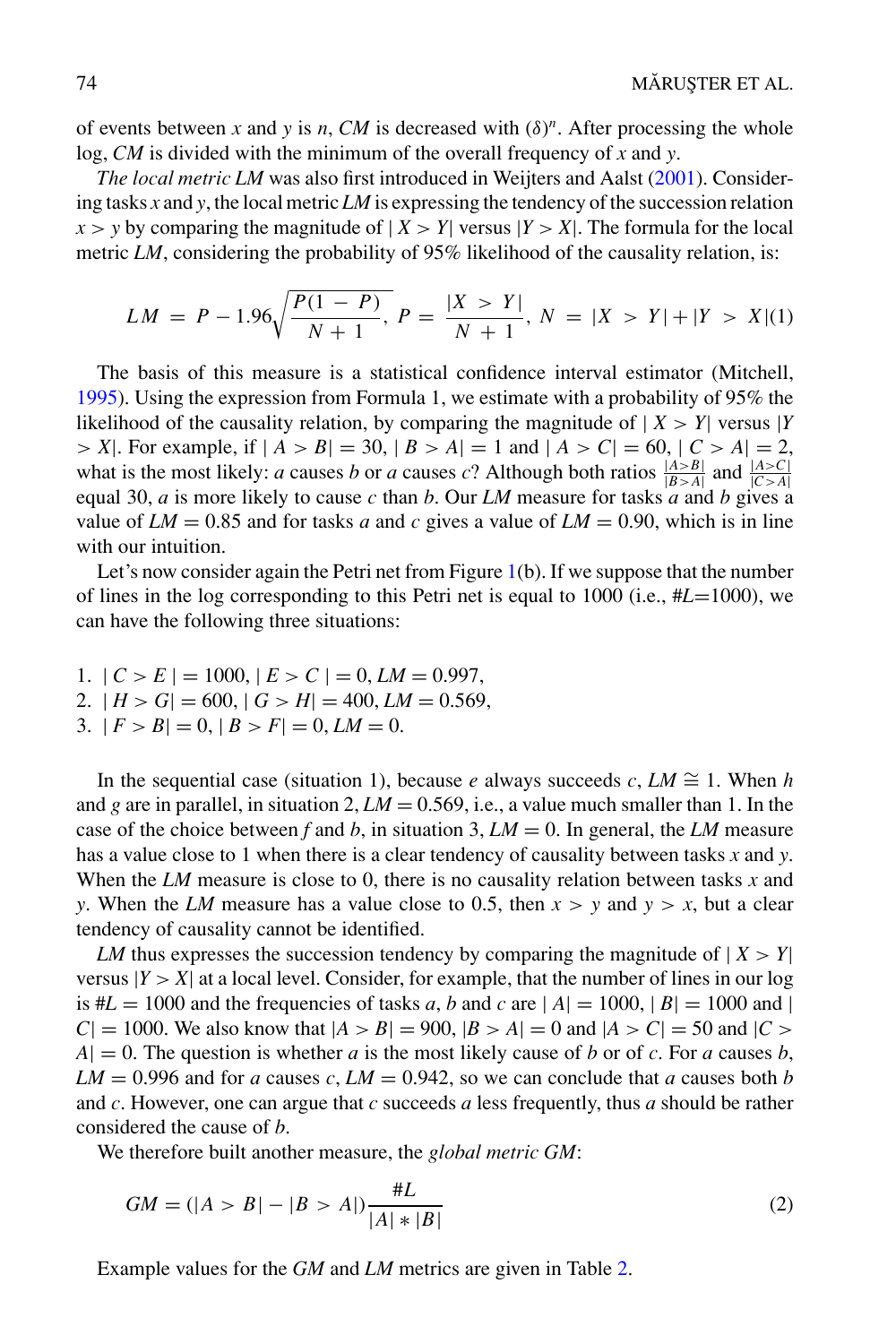of events between $x$ and $y$ is $n$, $CM$ is decreased with $(\delta)^n$. After processing the whole log, $CM$ is divided with the minimum of the overall frequency of $x$ and $y$.

*The local metric LM* was also first introduced in Weijters and Aalst (2001). Considering tasks $x$ and $y$, the local metric $LM$ is expressing the tendency of the succession relation $x > y$ by comparing the magnitude of $|X > Y|$ versus $|Y > X|$. The formula for the local metric $LM$, considering the probability of 95% likelihood of the causality relation, is:

$$LM = P - 1.96\sqrt{\frac{P(1-P)}{N+1}},\ P = \frac{|X > Y|}{N+1},\ N = |X > Y| + |Y > X| \quad (1)$$

The basis of this measure is a statistical confidence interval estimator (Mitchell, 1995). Using the expression from Formula 1, we estimate with a probability of 95% the likelihood of the causality relation, by comparing the magnitude of $|X > Y|$ versus $|Y > X|$. For example, if $|A > B| = 30$, $|B > A| = 1$ and $|A > C| = 60$, $|C > A| = 2$, what is the most likely: $a$ causes $b$ or $a$ causes $c$? Although both ratios $\frac{|A>B|}{|B>A|}$ and $\frac{|A>C|}{|C>A|}$ equal 30, $a$ is more likely to cause $c$ than $b$. Our $LM$ measure for tasks $a$ and $b$ gives a value of $LM = 0.85$ and for tasks $a$ and $c$ gives a value of $LM = 0.90$, which is in line with our intuition.

Let's now consider again the Petri net from Figure 1(b). If we suppose that the number of lines in the log corresponding to this Petri net is equal to 1000 (i.e., #L=1000), we can have the following three situations:

1. $|C > E| = 1000$, $|E > C| = 0$, $LM = 0.997$,
2. $|H > G| = 600$, $|G > H| = 400$, $LM = 0.569$,
3. $|F > B| = 0$, $|B > F| = 0$, $LM = 0$.

In the sequential case (situation 1), because $e$ always succeeds $c$, $LM \cong 1$. When $h$ and $g$ are in parallel, in situation 2, $LM = 0.569$, i.e., a value much smaller than 1. In the case of the choice between $f$ and $b$, in situation 3, $LM = 0$. In general, the $LM$ measure has a value close to 1 when there is a clear tendency of causality between tasks $x$ and $y$. When the $LM$ measure is close to 0, there is no causality relation between tasks $x$ and $y$. When the $LM$ measure has a value close to 0.5, then $x > y$ and $y > x$, but a clear tendency of causality cannot be identified.

$LM$ thus expresses the succession tendency by comparing the magnitude of $|X > Y|$ versus $|Y > X|$ at a local level. Consider, for example, that the number of lines in our log is $\#L = 1000$ and the frequencies of tasks $a$, $b$ and $c$ are $|A| = 1000$, $|B| = 1000$ and $|C| = 1000$. We also know that $|A > B| = 900$, $|B > A| = 0$ and $|A > C| = 50$ and $|C > A| = 0$. The question is whether $a$ is the most likely cause of $b$ or of $c$. For $a$ causes $b$, $LM = 0.996$ and for $a$ causes $c$, $LM = 0.942$, so we can conclude that $a$ causes both $b$ and $c$. However, one can argue that $c$ succeeds $a$ less frequently, thus $a$ should be rather considered the cause of $b$.

We therefore built another measure, the *global metric GM*:

$$GM = (|A > B| - |B > A|)\frac{\#L}{|A| * |B|} \quad (2)$$

Example values for the $GM$ and $LM$ metrics are given in Table 2.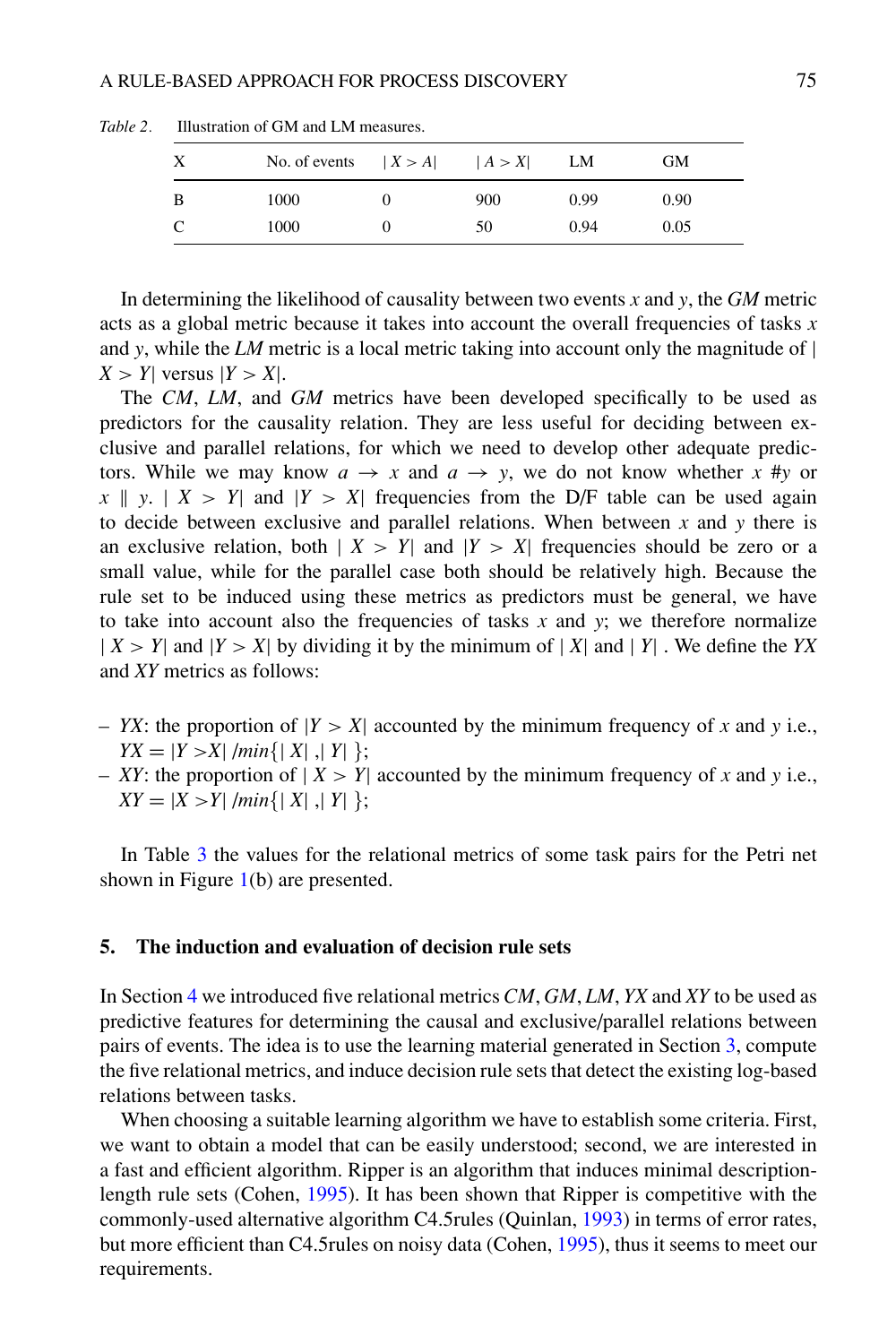*Table 2*. Illustration of GM and LM measures.

| X | No. of events | $\vert X > A\vert$ | $\vert A > X\vert$ | LM | GM |
|---|---|---|---|---|---|
| B | 1000 | 0 | 900 | 0.99 | 0.90 |
| C | 1000 | 0 | 50 | 0.94 | 0.05 |

In determining the likelihood of causality between two events $x$ and $y$, the *GM* metric acts as a global metric because it takes into account the overall frequencies of tasks $x$ and $y$, while the *LM* metric is a local metric taking into account only the magnitude of $|X > Y|$ versus $|Y > X|$.

The *CM*, *LM*, and *GM* metrics have been developed specifically to be used as predictors for the causality relation. They are less useful for deciding between exclusive and parallel relations, for which we need to develop other adequate predictors. While we may know $a \to x$ and $a \to y$, we do not know whether $x \# y$ or $x \parallel y$. $|X > Y|$ and $|Y > X|$ frequencies from the D/F table can be used again to decide between exclusive and parallel relations. When between $x$ and $y$ there is an exclusive relation, both $|X > Y|$ and $|Y > X|$ frequencies should be zero or a small value, while for the parallel case both should be relatively high. Because the rule set to be induced using these metrics as predictors must be general, we have to take into account also the frequencies of tasks $x$ and $y$; we therefore normalize $|X > Y|$ and $|Y > X|$ by dividing it by the minimum of $|X|$ and $|Y|$. We define the *YX* and *XY* metrics as follows:

- *YX*: the proportion of $|Y > X|$ accounted by the minimum frequency of $x$ and $y$ i.e., $YX = |Y > X| / min\{|X|, |Y|\}$;
- *XY*: the proportion of $|X > Y|$ accounted by the minimum frequency of $x$ and $y$ i.e., $XY = |X > Y| / min\{|X|, |Y|\}$;

In Table 3 the values for the relational metrics of some task pairs for the Petri net shown in Figure 1(b) are presented.

## 5. The induction and evaluation of decision rule sets

In Section 4 we introduced five relational metrics *CM*, *GM*, *LM*, *YX* and *XY* to be used as predictive features for determining the causal and exclusive/parallel relations between pairs of events. The idea is to use the learning material generated in Section 3, compute the five relational metrics, and induce decision rule sets that detect the existing log-based relations between tasks.

When choosing a suitable learning algorithm we have to establish some criteria. First, we want to obtain a model that can be easily understood; second, we are interested in a fast and efficient algorithm. Ripper is an algorithm that induces minimal description-length rule sets (Cohen, 1995). It has been shown that Ripper is competitive with the commonly-used alternative algorithm C4.5rules (Quinlan, 1993) in terms of error rates, but more efficient than C4.5rules on noisy data (Cohen, 1995), thus it seems to meet our requirements.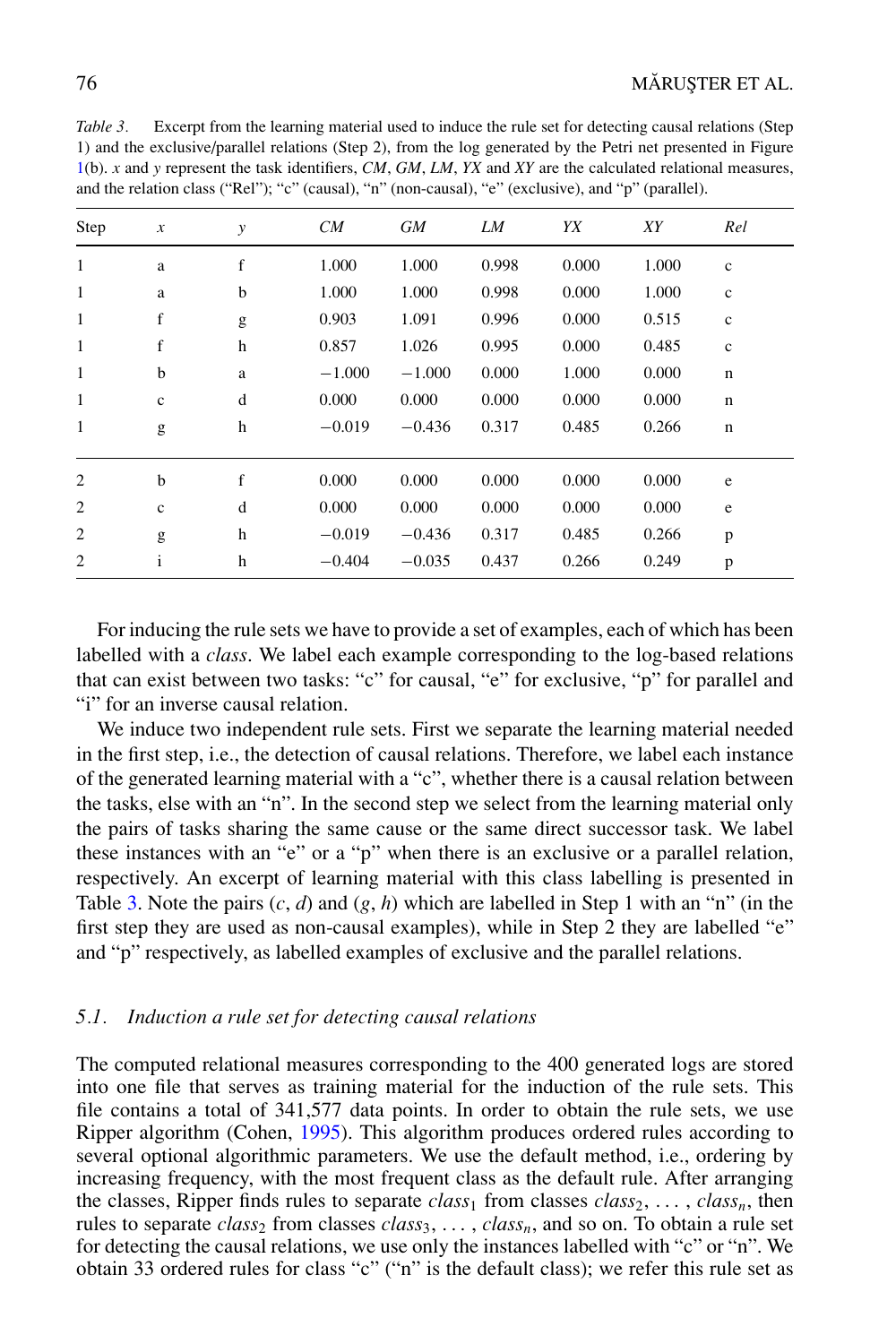*Table 3*. Excerpt from the learning material used to induce the rule set for detecting causal relations (Step 1) and the exclusive/parallel relations (Step 2), from the log generated by the Petri net presented in Figure 1(b). *x* and *y* represent the task identifiers, *CM*, *GM*, *LM*, *YX* and *XY* are the calculated relational measures, and the relation class ("Rel"); "c" (causal), "n" (non-causal), "e" (exclusive), and "p" (parallel).

| Step | *x* | *y* | *CM* | *GM* | *LM* | *YX* | *XY* | *Rel* |
|---|---|---|---|---|---|---|---|---|
| 1 | a | f | 1.000 | 1.000 | 0.998 | 0.000 | 1.000 | c |
| 1 | a | b | 1.000 | 1.000 | 0.998 | 0.000 | 1.000 | c |
| 1 | f | g | 0.903 | 1.091 | 0.996 | 0.000 | 0.515 | c |
| 1 | f | h | 0.857 | 1.026 | 0.995 | 0.000 | 0.485 | c |
| 1 | b | a | −1.000 | −1.000 | 0.000 | 1.000 | 0.000 | n |
| 1 | c | d | 0.000 | 0.000 | 0.000 | 0.000 | 0.000 | n |
| 1 | g | h | −0.019 | −0.436 | 0.317 | 0.485 | 0.266 | n |
| 2 | b | f | 0.000 | 0.000 | 0.000 | 0.000 | 0.000 | e |
| 2 | c | d | 0.000 | 0.000 | 0.000 | 0.000 | 0.000 | e |
| 2 | g | h | −0.019 | −0.436 | 0.317 | 0.485 | 0.266 | p |
| 2 | i | h | −0.404 | −0.035 | 0.437 | 0.266 | 0.249 | p |

For inducing the rule sets we have to provide a set of examples, each of which has been labelled with a *class*. We label each example corresponding to the log-based relations that can exist between two tasks: "c" for causal, "e" for exclusive, "p" for parallel and "i" for an inverse causal relation.

We induce two independent rule sets. First we separate the learning material needed in the first step, i.e., the detection of causal relations. Therefore, we label each instance of the generated learning material with a "c", whether there is a causal relation between the tasks, else with an "n". In the second step we select from the learning material only the pairs of tasks sharing the same cause or the same direct successor task. We label these instances with an "e" or a "p" when there is an exclusive or a parallel relation, respectively. An excerpt of learning material with this class labelling is presented in Table 3. Note the pairs (*c*, *d*) and (*g*, *h*) which are labelled in Step 1 with an "n" (in the first step they are used as non-causal examples), while in Step 2 they are labelled "e" and "p" respectively, as labelled examples of exclusive and the parallel relations.

### *5.1. Induction a rule set for detecting causal relations*

The computed relational measures corresponding to the 400 generated logs are stored into one file that serves as training material for the induction of the rule sets. This file contains a total of 341,577 data points. In order to obtain the rule sets, we use Ripper algorithm (Cohen, 1995). This algorithm produces ordered rules according to several optional algorithmic parameters. We use the default method, i.e., ordering by increasing frequency, with the most frequent class as the default rule. After arranging the classes, Ripper finds rules to separate $class_1$ from classes $class_2, \ldots, class_n$, then rules to separate $class_2$ from classes $class_3, \ldots, class_n$, and so on. To obtain a rule set for detecting the causal relations, we use only the instances labelled with "c" or "n". We obtain 33 ordered rules for class "c" ("n" is the default class); we refer this rule set as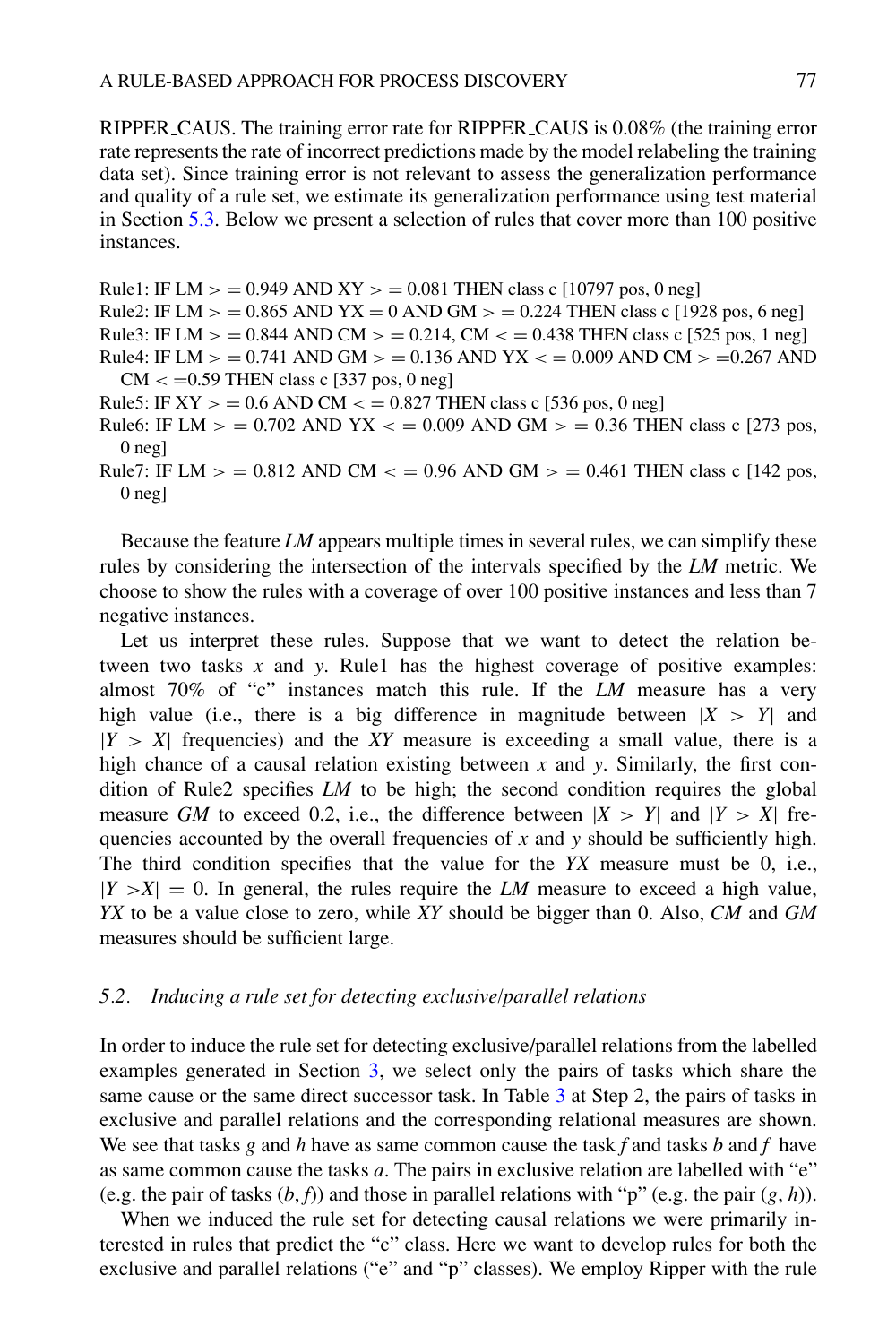RIPPER_CAUS. The training error rate for RIPPER_CAUS is 0.08% (the training error rate represents the rate of incorrect predictions made by the model relabeling the training data set). Since training error is not relevant to assess the generalization performance and quality of a rule set, we estimate its generalization performance using test material in Section 5.3. Below we present a selection of rules that cover more than 100 positive instances.

Rule1: IF LM > = 0.949 AND XY > = 0.081 THEN class c [10797 pos, 0 neg]
Rule2: IF LM > = 0.865 AND YX = 0 AND GM > = 0.224 THEN class c [1928 pos, 6 neg]
Rule3: IF LM > = 0.844 AND CM > = 0.214, CM < = 0.438 THEN class c [525 pos, 1 neg]
Rule4: IF LM > = 0.741 AND GM > = 0.136 AND YX < = 0.009 AND CM > =0.267 AND CM < =0.59 THEN class c [337 pos, 0 neg]
Rule5: IF XY > = 0.6 AND CM < = 0.827 THEN class c [536 pos, 0 neg]
Rule6: IF LM > = 0.702 AND YX < = 0.009 AND GM > = 0.36 THEN class c [273 pos, 0 neg]
Rule7: IF LM > = 0.812 AND CM < = 0.96 AND GM > = 0.461 THEN class c [142 pos, 0 neg]

Because the feature *LM* appears multiple times in several rules, we can simplify these rules by considering the intersection of the intervals specified by the *LM* metric. We choose to show the rules with a coverage of over 100 positive instances and less than 7 negative instances.

Let us interpret these rules. Suppose that we want to detect the relation between two tasks $x$ and $y$. Rule1 has the highest coverage of positive examples: almost 70% of "c" instances match this rule. If the *LM* measure has a very high value (i.e., there is a big difference in magnitude between $|X > Y|$ and $|Y > X|$ frequencies) and the *XY* measure is exceeding a small value, there is a high chance of a causal relation existing between $x$ and $y$. Similarly, the first condition of Rule2 specifies *LM* to be high; the second condition requires the global measure *GM* to exceed 0.2, i.e., the difference between $|X > Y|$ and $|Y > X|$ frequencies accounted by the overall frequencies of $x$ and $y$ should be sufficiently high. The third condition specifies that the value for the *YX* measure must be 0, i.e., $|Y > X| = 0$. In general, the rules require the *LM* measure to exceed a high value, *YX* to be a value close to zero, while *XY* should be bigger than 0. Also, *CM* and *GM* measures should be sufficient large.

### *5.2. Inducing a rule set for detecting exclusive/parallel relations*

In order to induce the rule set for detecting exclusive/parallel relations from the labelled examples generated in Section 3, we select only the pairs of tasks which share the same cause or the same direct successor task. In Table 3 at Step 2, the pairs of tasks in exclusive and parallel relations and the corresponding relational measures are shown. We see that tasks $g$ and $h$ have as same common cause the task $f$ and tasks $b$ and $f$ have as same common cause the tasks $a$. The pairs in exclusive relation are labelled with "e" (e.g. the pair of tasks $(b, f)$) and those in parallel relations with "p" (e.g. the pair $(g, h)$).

When we induced the rule set for detecting causal relations we were primarily interested in rules that predict the "c" class. Here we want to develop rules for both the exclusive and parallel relations ("e" and "p" classes). We employ Ripper with the rule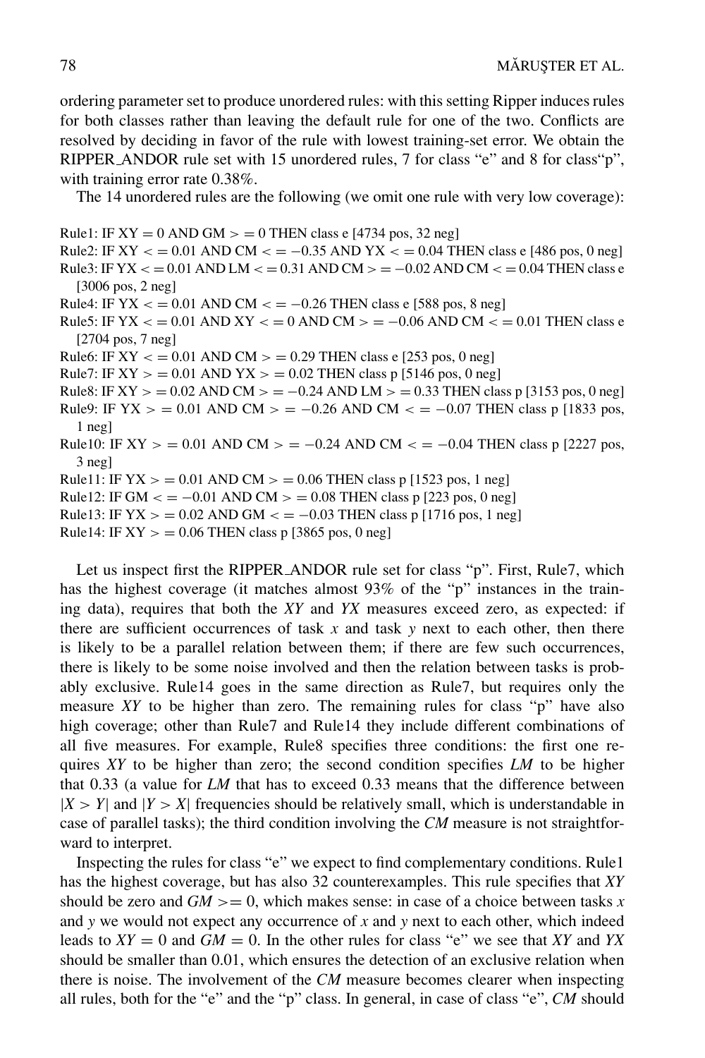ordering parameter set to produce unordered rules: with this setting Ripper induces rules for both classes rather than leaving the default rule for one of the two. Conflicts are resolved by deciding in favor of the rule with lowest training-set error. We obtain the RIPPER_ANDOR rule set with 15 unordered rules, 7 for class "e" and 8 for class"p", with training error rate 0.38%.

The 14 unordered rules are the following (we omit one rule with very low coverage):

Rule1: IF XY = 0 AND GM > = 0 THEN class e [4734 pos, 32 neg]
Rule2: IF XY < = 0.01 AND CM < = −0.35 AND YX < = 0.04 THEN class e [486 pos, 0 neg]
Rule3: IF YX < = 0.01 AND LM < = 0.31 AND CM > = −0.02 AND CM < = 0.04 THEN class e [3006 pos, 2 neg]
Rule4: IF YX < = 0.01 AND CM < = −0.26 THEN class e [588 pos, 8 neg]
Rule5: IF YX < = 0.01 AND XY < = 0 AND CM > = −0.06 AND CM < = 0.01 THEN class e [2704 pos, 7 neg]
Rule6: IF XY < = 0.01 AND CM > = 0.29 THEN class e [253 pos, 0 neg]
Rule7: IF XY > = 0.01 AND YX > = 0.02 THEN class p [5146 pos, 0 neg]
Rule8: IF XY > = 0.02 AND CM > = −0.24 AND LM > = 0.33 THEN class p [3153 pos, 0 neg]
Rule9: IF YX > = 0.01 AND CM > = −0.26 AND CM < = −0.07 THEN class p [1833 pos, 1 neg]
Rule10: IF XY > = 0.01 AND CM > = −0.24 AND CM < = −0.04 THEN class p [2227 pos, 3 neg]
Rule11: IF YX > = 0.01 AND CM > = 0.06 THEN class p [1523 pos, 1 neg]
Rule12: IF GM < = −0.01 AND CM > = 0.08 THEN class p [223 pos, 0 neg]
Rule13: IF YX > = 0.02 AND GM < = −0.03 THEN class p [1716 pos, 1 neg]
Rule14: IF XY > = 0.06 THEN class p [3865 pos, 0 neg]

Let us inspect first the RIPPER_ANDOR rule set for class "p". First, Rule7, which has the highest coverage (it matches almost 93% of the "p" instances in the training data), requires that both the *XY* and *YX* measures exceed zero, as expected: if there are sufficient occurrences of task $x$ and task $y$ next to each other, then there is likely to be a parallel relation between them; if there are few such occurrences, there is likely to be some noise involved and then the relation between tasks is probably exclusive. Rule14 goes in the same direction as Rule7, but requires only the measure *XY* to be higher than zero. The remaining rules for class "p" have also high coverage; other than Rule7 and Rule14 they include different combinations of all five measures. For example, Rule8 specifies three conditions: the first one requires *XY* to be higher than zero; the second condition specifies *LM* to be higher that 0.33 (a value for *LM* that has to exceed 0.33 means that the difference between $|X > Y|$ and $|Y > X|$ frequencies should be relatively small, which is understandable in case of parallel tasks); the third condition involving the *CM* measure is not straightforward to interpret.

Inspecting the rules for class "e" we expect to find complementary conditions. Rule1 has the highest coverage, but has also 32 counterexamples. This rule specifies that *XY* should be zero and $GM >= 0$, which makes sense: in case of a choice between tasks $x$ and $y$ we would not expect any occurrence of $x$ and $y$ next to each other, which indeed leads to $XY = 0$ and $GM = 0$. In the other rules for class "e" we see that *XY* and *YX* should be smaller than 0.01, which ensures the detection of an exclusive relation when there is noise. The involvement of the *CM* measure becomes clearer when inspecting all rules, both for the "e" and the "p" class. In general, in case of class "e", *CM* should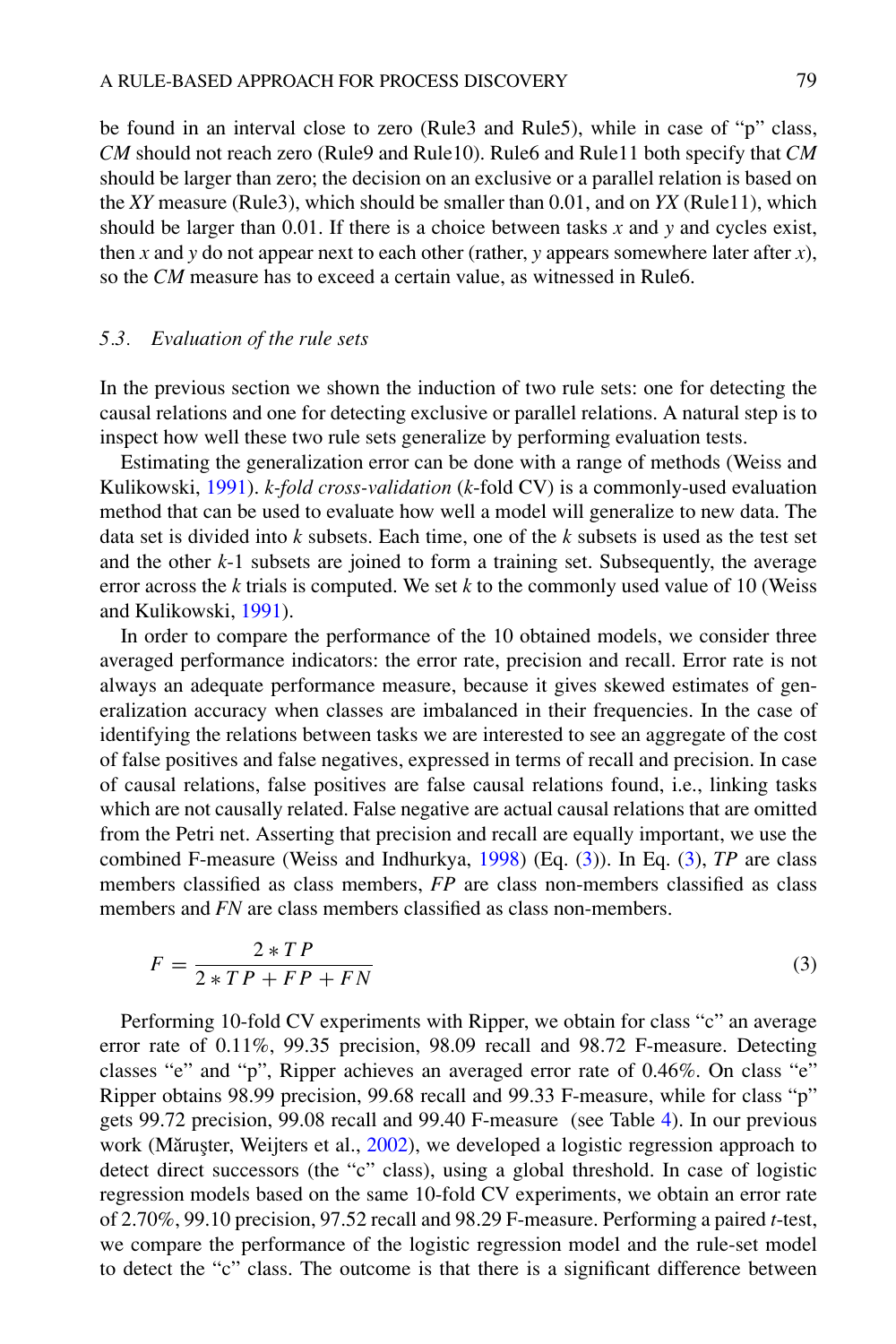be found in an interval close to zero (Rule3 and Rule5), while in case of "p" class, *CM* should not reach zero (Rule9 and Rule10). Rule6 and Rule11 both specify that *CM* should be larger than zero; the decision on an exclusive or a parallel relation is based on the *XY* measure (Rule3), which should be smaller than 0.01, and on *YX* (Rule11), which should be larger than 0.01. If there is a choice between tasks *x* and *y* and cycles exist, then *x* and *y* do not appear next to each other (rather, *y* appears somewhere later after *x*), so the *CM* measure has to exceed a certain value, as witnessed in Rule6.

### 5.3. *Evaluation of the rule sets*

In the previous section we shown the induction of two rule sets: one for detecting the causal relations and one for detecting exclusive or parallel relations. A natural step is to inspect how well these two rule sets generalize by performing evaluation tests.

Estimating the generalization error can be done with a range of methods (Weiss and Kulikowski, 1991). *k-fold cross-validation* (*k*-fold CV) is a commonly-used evaluation method that can be used to evaluate how well a model will generalize to new data. The data set is divided into *k* subsets. Each time, one of the *k* subsets is used as the test set and the other *k*-1 subsets are joined to form a training set. Subsequently, the average error across the *k* trials is computed. We set *k* to the commonly used value of 10 (Weiss and Kulikowski, 1991).

In order to compare the performance of the 10 obtained models, we consider three averaged performance indicators: the error rate, precision and recall. Error rate is not always an adequate performance measure, because it gives skewed estimates of generalization accuracy when classes are imbalanced in their frequencies. In the case of identifying the relations between tasks we are interested to see an aggregate of the cost of false positives and false negatives, expressed in terms of recall and precision. In case of causal relations, false positives are false causal relations found, i.e., linking tasks which are not causally related. False negative are actual causal relations that are omitted from the Petri net. Asserting that precision and recall are equally important, we use the combined F-measure (Weiss and Indhurkya, 1998) (Eq. (3)). In Eq. (3), *TP* are class members classified as class members, *FP* are class non-members classified as class members and *FN* are class members classified as class non-members.

$$F = \frac{2 * TP}{2 * TP + FP + FN} \tag{3}$$

Performing 10-fold CV experiments with Ripper, we obtain for class "c" an average error rate of 0.11%, 99.35 precision, 98.09 recall and 98.72 F-measure. Detecting classes "e" and "p", Ripper achieves an averaged error rate of 0.46%. On class "e" Ripper obtains 98.99 precision, 99.68 recall and 99.33 F-measure, while for class "p" gets 99.72 precision, 99.08 recall and 99.40 F-measure (see Table 4). In our previous work (Măruşter, Weijters et al., 2002), we developed a logistic regression approach to detect direct successors (the "c" class), using a global threshold. In case of logistic regression models based on the same 10-fold CV experiments, we obtain an error rate of 2.70%, 99.10 precision, 97.52 recall and 98.29 F-measure. Performing a paired *t*-test, we compare the performance of the logistic regression model and the rule-set model to detect the "c" class. The outcome is that there is a significant difference between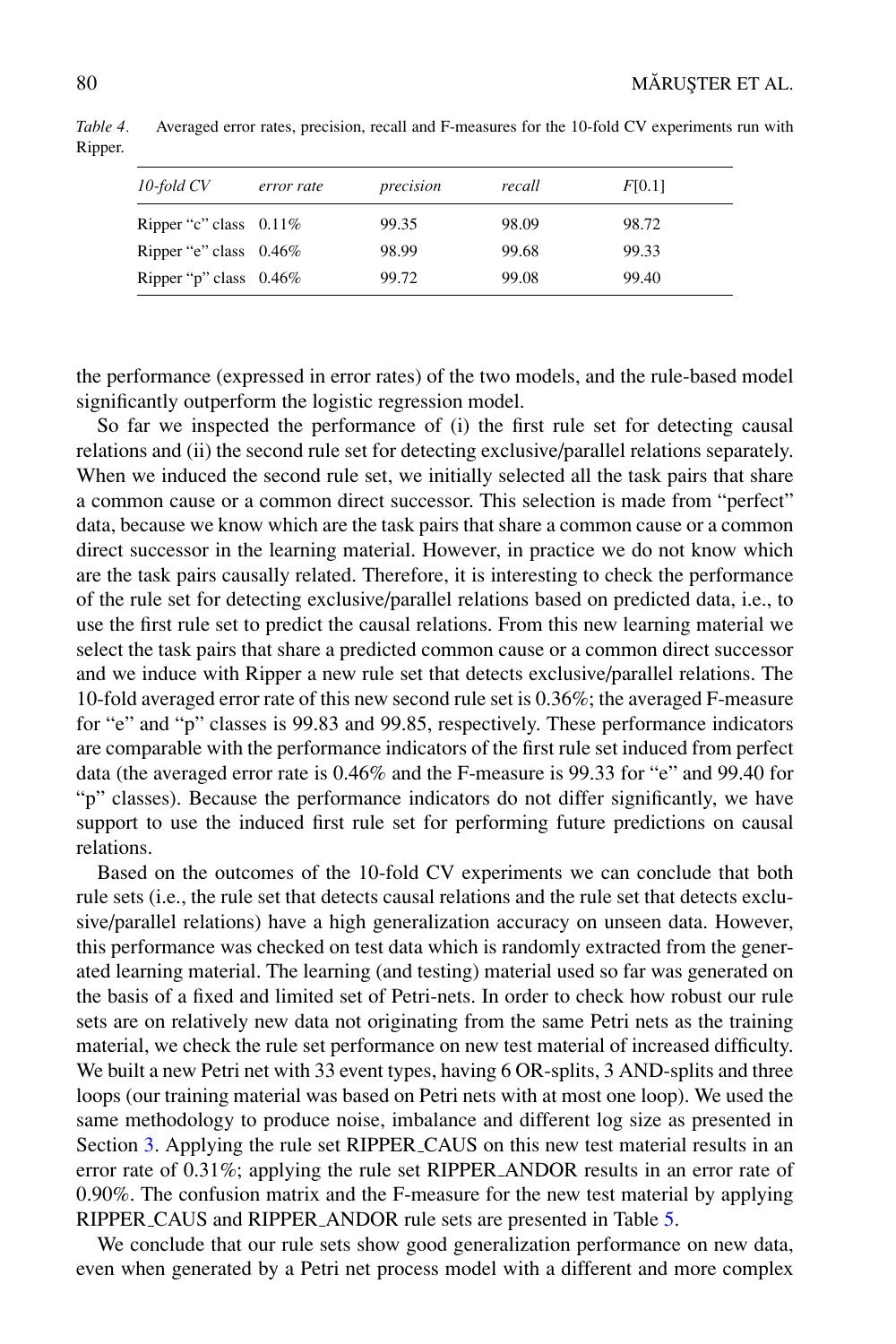*Table 4*. Averaged error rates, precision, recall and F-measures for the 10-fold CV experiments run with Ripper.

| *10-fold CV* | *error rate* | *precision* | *recall* | *F*[0.1] |
|---|---|---|---|---|
| Ripper "c" class | 0.11% | 99.35 | 98.09 | 98.72 |
| Ripper "e" class | 0.46% | 98.99 | 99.68 | 99.33 |
| Ripper "p" class | 0.46% | 99.72 | 99.08 | 99.40 |

the performance (expressed in error rates) of the two models, and the rule-based model significantly outperform the logistic regression model.

So far we inspected the performance of (i) the first rule set for detecting causal relations and (ii) the second rule set for detecting exclusive/parallel relations separately. When we induced the second rule set, we initially selected all the task pairs that share a common cause or a common direct successor. This selection is made from "perfect" data, because we know which are the task pairs that share a common cause or a common direct successor in the learning material. However, in practice we do not know which are the task pairs causally related. Therefore, it is interesting to check the performance of the rule set for detecting exclusive/parallel relations based on predicted data, i.e., to use the first rule set to predict the causal relations. From this new learning material we select the task pairs that share a predicted common cause or a common direct successor and we induce with Ripper a new rule set that detects exclusive/parallel relations. The 10-fold averaged error rate of this new second rule set is 0.36%; the averaged F-measure for "e" and "p" classes is 99.83 and 99.85, respectively. These performance indicators are comparable with the performance indicators of the first rule set induced from perfect data (the averaged error rate is 0.46% and the F-measure is 99.33 for "e" and 99.40 for "p" classes). Because the performance indicators do not differ significantly, we have support to use the induced first rule set for performing future predictions on causal relations.

Based on the outcomes of the 10-fold CV experiments we can conclude that both rule sets (i.e., the rule set that detects causal relations and the rule set that detects exclusive/parallel relations) have a high generalization accuracy on unseen data. However, this performance was checked on test data which is randomly extracted from the generated learning material. The learning (and testing) material used so far was generated on the basis of a fixed and limited set of Petri-nets. In order to check how robust our rule sets are on relatively new data not originating from the same Petri nets as the training material, we check the rule set performance on new test material of increased difficulty. We built a new Petri net with 33 event types, having 6 OR-splits, 3 AND-splits and three loops (our training material was based on Petri nets with at most one loop). We used the same methodology to produce noise, imbalance and different log size as presented in Section 3. Applying the rule set RIPPER_CAUS on this new test material results in an error rate of 0.31%; applying the rule set RIPPER_ANDOR results in an error rate of 0.90%. The confusion matrix and the F-measure for the new test material by applying RIPPER_CAUS and RIPPER_ANDOR rule sets are presented in Table 5.

We conclude that our rule sets show good generalization performance on new data, even when generated by a Petri net process model with a different and more complex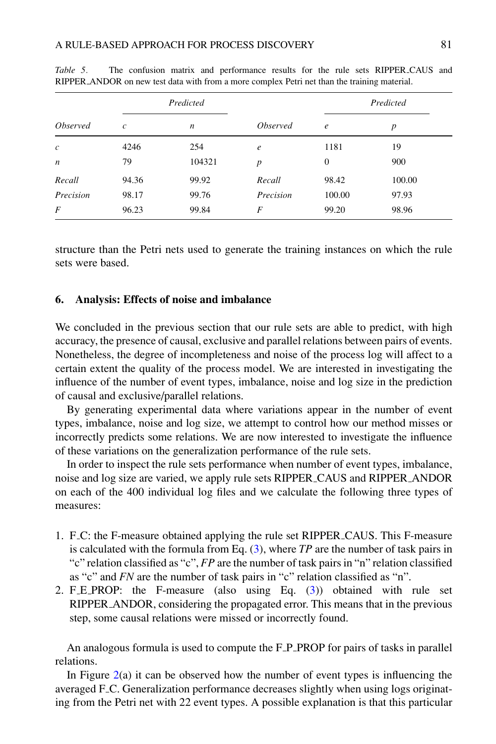*Table 5*. The confusion matrix and performance results for the rule sets RIPPER_CAUS and RIPPER_ANDOR on new test data with from a more complex Petri net than the training material.

| | *Predicted* | | | *Predicted* | |
|---|---|---|---|---|---|
| *Observed* | *c* | *n* | *Observed* | *e* | *p* |
| *c* | 4246 | 254 | *e* | 1181 | 19 |
| *n* | 79 | 104321 | *p* | 0 | 900 |
| *Recall* | 94.36 | 99.92 | *Recall* | 98.42 | 100.00 |
| *Precision* | 98.17 | 99.76 | *Precision* | 100.00 | 97.93 |
| *F* | 96.23 | 99.84 | *F* | 99.20 | 98.96 |

structure than the Petri nets used to generate the training instances on which the rule sets were based.

## 6. Analysis: Effects of noise and imbalance

We concluded in the previous section that our rule sets are able to predict, with high accuracy, the presence of causal, exclusive and parallel relations between pairs of events. Nonetheless, the degree of incompleteness and noise of the process log will affect to a certain extent the quality of the process model. We are interested in investigating the influence of the number of event types, imbalance, noise and log size in the prediction of causal and exclusive/parallel relations.

By generating experimental data where variations appear in the number of event types, imbalance, noise and log size, we attempt to control how our method misses or incorrectly predicts some relations. We are now interested to investigate the influence of these variations on the generalization performance of the rule sets.

In order to inspect the rule sets performance when number of event types, imbalance, noise and log size are varied, we apply rule sets RIPPER_CAUS and RIPPER_ANDOR on each of the 400 individual log files and we calculate the following three types of measures:

1. F_C: the F-measure obtained applying the rule set RIPPER_CAUS. This F-measure is calculated with the formula from Eq. (3), where *TP* are the number of task pairs in "c" relation classified as "c", *FP* are the number of task pairs in "n" relation classified as "c" and *FN* are the number of task pairs in "c" relation classified as "n".
2. F_E_PROP: the F-measure (also using Eq. (3)) obtained with rule set RIPPER_ANDOR, considering the propagated error. This means that in the previous step, some causal relations were missed or incorrectly found.

An analogous formula is used to compute the F_P_PROP for pairs of tasks in parallel relations.

In Figure 2(a) it can be observed how the number of event types is influencing the averaged F_C. Generalization performance decreases slightly when using logs originating from the Petri net with 22 event types. A possible explanation is that this particular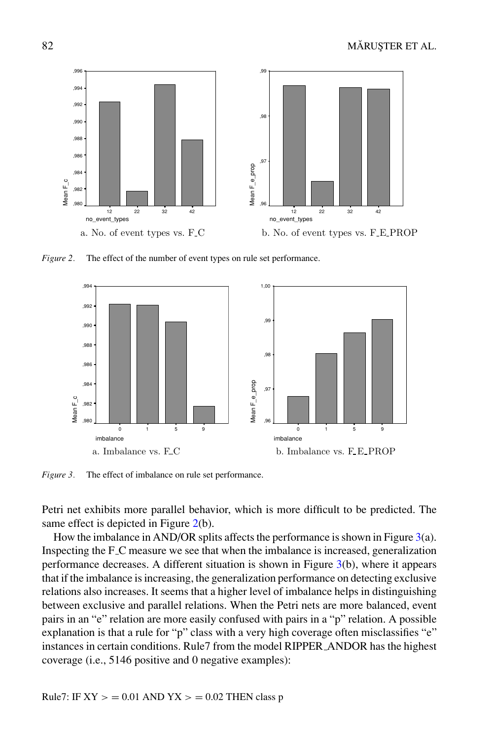a. No. of event types vs. F_C

b. No. of event types vs. F_E_PROP

*Figure 2*. The effect of the number of event types on rule set performance.

a. Imbalance vs. F_C

b. Imbalance vs. F_E_PROP

*Figure 3*. The effect of imbalance on rule set performance.

Petri net exhibits more parallel behavior, which is more difficult to be predicted. The same effect is depicted in Figure 2(b).

How the imbalance in AND/OR splits affects the performance is shown in Figure 3(a). Inspecting the F_C measure we see that when the imbalance is increased, generalization performance decreases. A different situation is shown in Figure 3(b), where it appears that if the imbalance is increasing, the generalization performance on detecting exclusive relations also increases. It seems that a higher level of imbalance helps in distinguishing between exclusive and parallel relations. When the Petri nets are more balanced, event pairs in an "e" relation are more easily confused with pairs in a "p" relation. A possible explanation is that a rule for "p" class with a very high coverage often misclassifies "e" instances in certain conditions. Rule7 from the model RIPPER_ANDOR has the highest coverage (i.e., 5146 positive and 0 negative examples):

Rule7: IF XY > = 0.01 AND YX > = 0.02 THEN class p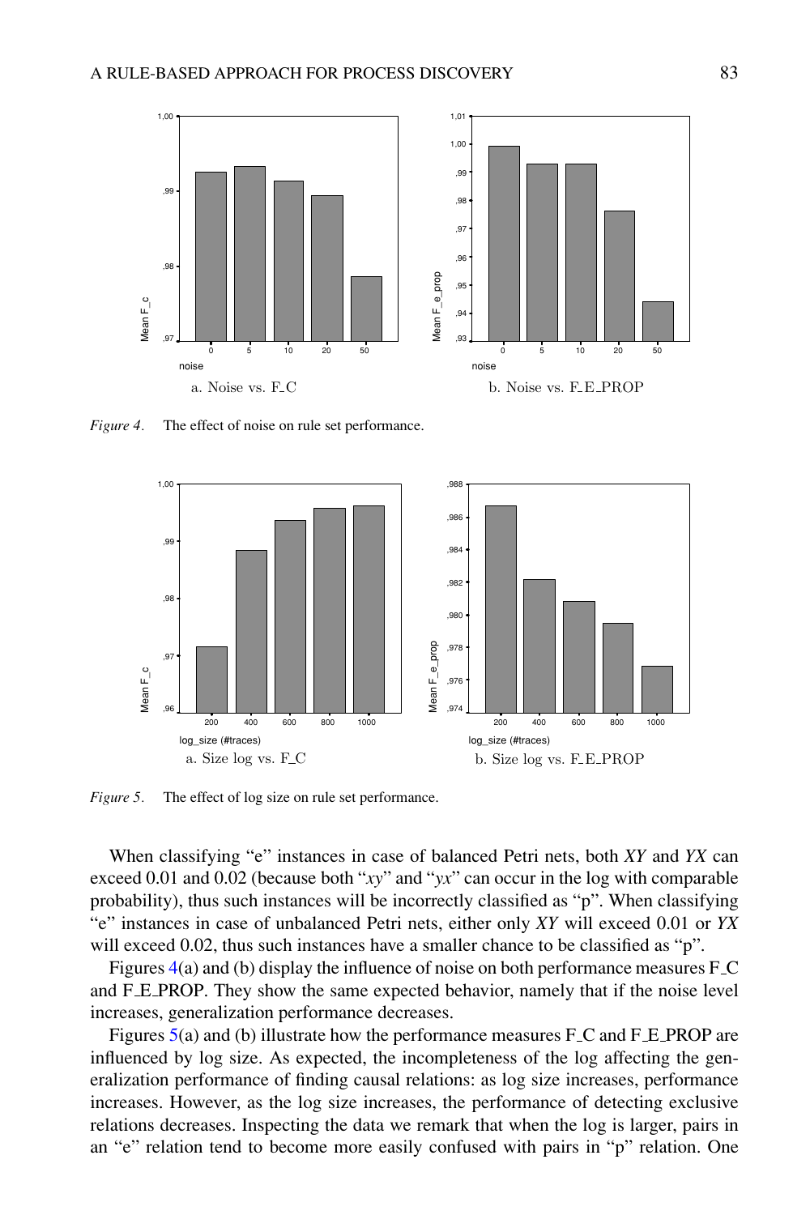a. Noise vs. F_C

b. Noise vs. F_E_PROP

*Figure 4*. The effect of noise on rule set performance.

a. Size log vs. F_C

b. Size log vs. F_E_PROP

*Figure 5*. The effect of log size on rule set performance.

When classifying "e" instances in case of balanced Petri nets, both *XY* and *YX* can exceed 0.01 and 0.02 (because both "*xy*" and "*yx*" can occur in the log with comparable probability), thus such instances will be incorrectly classified as "p". When classifying "e" instances in case of unbalanced Petri nets, either only *XY* will exceed 0.01 or *YX* will exceed 0.02, thus such instances have a smaller chance to be classified as "p".

Figures 4(a) and (b) display the influence of noise on both performance measures F_C and F_E_PROP. They show the same expected behavior, namely that if the noise level increases, generalization performance decreases.

Figures 5(a) and (b) illustrate how the performance measures F_C and F_E_PROP are influenced by log size. As expected, the incompleteness of the log affecting the generalization performance of finding causal relations: as log size increases, performance increases. However, as the log size increases, the performance of detecting exclusive relations decreases. Inspecting the data we remark that when the log is larger, pairs in an "e" relation tend to become more easily confused with pairs in "p" relation. One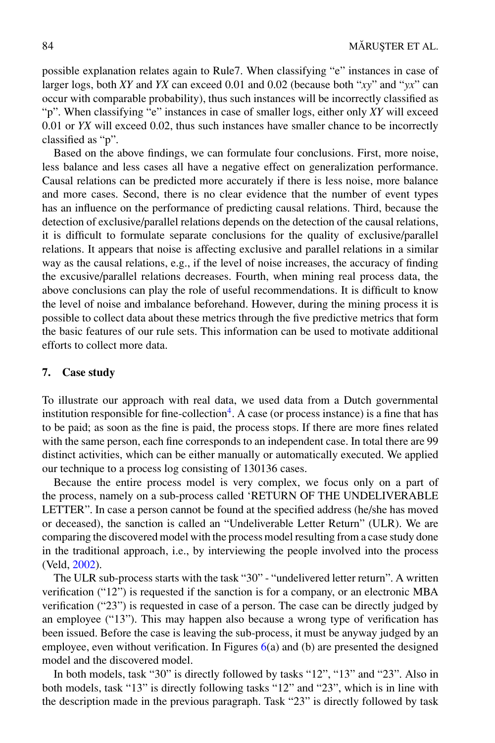possible explanation relates again to Rule7. When classifying "e" instances in case of larger logs, both *XY* and *YX* can exceed 0.01 and 0.02 (because both "*xy*" and "*yx*" can occur with comparable probability), thus such instances will be incorrectly classified as "p". When classifying "e" instances in case of smaller logs, either only *XY* will exceed 0.01 or *YX* will exceed 0.02, thus such instances have smaller chance to be incorrectly classified as "p".

Based on the above findings, we can formulate four conclusions. First, more noise, less balance and less cases all have a negative effect on generalization performance. Causal relations can be predicted more accurately if there is less noise, more balance and more cases. Second, there is no clear evidence that the number of event types has an influence on the performance of predicting causal relations. Third, because the detection of exclusive/parallel relations depends on the detection of the causal relations, it is difficult to formulate separate conclusions for the quality of exclusive/parallel relations. It appears that noise is affecting exclusive and parallel relations in a similar way as the causal relations, e.g., if the level of noise increases, the accuracy of finding the excusive/parallel relations decreases. Fourth, when mining real process data, the above conclusions can play the role of useful recommendations. It is difficult to know the level of noise and imbalance beforehand. However, during the mining process it is possible to collect data about these metrics through the five predictive metrics that form the basic features of our rule sets. This information can be used to motivate additional efforts to collect more data.

## 7. Case study

To illustrate our approach with real data, we used data from a Dutch governmental institution responsible for fine-collection[4]. A case (or process instance) is a fine that has to be paid; as soon as the fine is paid, the process stops. If there are more fines related with the same person, each fine corresponds to an independent case. In total there are 99 distinct activities, which can be either manually or automatically executed. We applied our technique to a process log consisting of 130136 cases.

Because the entire process model is very complex, we focus only on a part of the process, namely on a sub-process called 'RETURN OF THE UNDELIVERABLE LETTER". In case a person cannot be found at the specified address (he/she has moved or deceased), the sanction is called an "Undeliverable Letter Return" (ULR). We are comparing the discovered model with the process model resulting from a case study done in the traditional approach, i.e., by interviewing the people involved into the process (Veld, 2002).

The ULR sub-process starts with the task "30" - "undelivered letter return". A written verification ("12") is requested if the sanction is for a company, or an electronic MBA verification ("23") is requested in case of a person. The case can be directly judged by an employee ("13"). This may happen also because a wrong type of verification has been issued. Before the case is leaving the sub-process, it must be anyway judged by an employee, even without verification. In Figures 6(a) and (b) are presented the designed model and the discovered model.

In both models, task "30" is directly followed by tasks "12", "13" and "23". Also in both models, task "13" is directly following tasks "12" and "23", which is in line with the description made in the previous paragraph. Task "23" is directly followed by task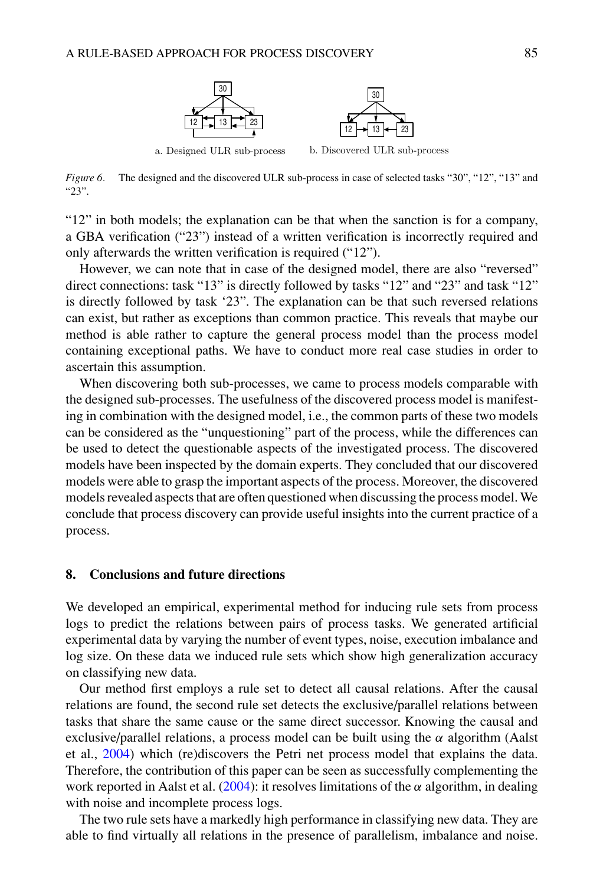a. Designed ULR sub-process

b. Discovered ULR sub-process

*Figure 6.* The designed and the discovered ULR sub-process in case of selected tasks "30", "12", "13" and "23".

"12" in both models; the explanation can be that when the sanction is for a company, a GBA verification ("23") instead of a written verification is incorrectly required and only afterwards the written verification is required ("12").

However, we can note that in case of the designed model, there are also "reversed" direct connections: task "13" is directly followed by tasks "12" and "23" and task "12" is directly followed by task '23". The explanation can be that such reversed relations can exist, but rather as exceptions than common practice. This reveals that maybe our method is able rather to capture the general process model than the process model containing exceptional paths. We have to conduct more real case studies in order to ascertain this assumption.

When discovering both sub-processes, we came to process models comparable with the designed sub-processes. The usefulness of the discovered process model is manifesting in combination with the designed model, i.e., the common parts of these two models can be considered as the "unquestioning" part of the process, while the differences can be used to detect the questionable aspects of the investigated process. The discovered models have been inspected by the domain experts. They concluded that our discovered models were able to grasp the important aspects of the process. Moreover, the discovered models revealed aspects that are often questioned when discussing the process model. We conclude that process discovery can provide useful insights into the current practice of a process.

## 8. Conclusions and future directions

We developed an empirical, experimental method for inducing rule sets from process logs to predict the relations between pairs of process tasks. We generated artificial experimental data by varying the number of event types, noise, execution imbalance and log size. On these data we induced rule sets which show high generalization accuracy on classifying new data.

Our method first employs a rule set to detect all causal relations. After the causal relations are found, the second rule set detects the exclusive/parallel relations between tasks that share the same cause or the same direct successor. Knowing the causal and exclusive/parallel relations, a process model can be built using the $\alpha$ algorithm (Aalst et al., 2004) which (re)discovers the Petri net process model that explains the data. Therefore, the contribution of this paper can be seen as successfully complementing the work reported in Aalst et al. (2004): it resolves limitations of the $\alpha$ algorithm, in dealing with noise and incomplete process logs.

The two rule sets have a markedly high performance in classifying new data. They are able to find virtually all relations in the presence of parallelism, imbalance and noise.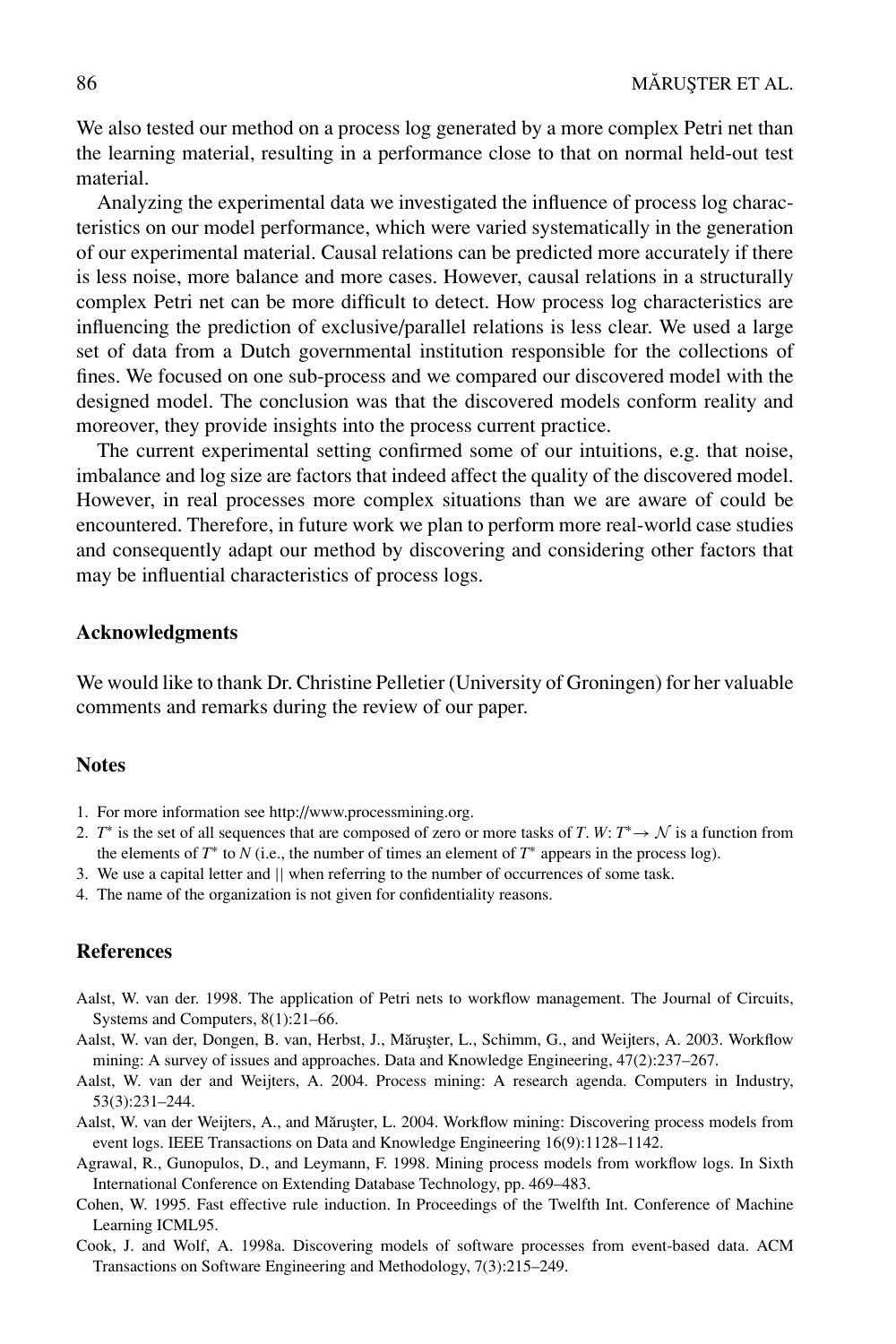We also tested our method on a process log generated by a more complex Petri net than the learning material, resulting in a performance close to that on normal held-out test material.

Analyzing the experimental data we investigated the influence of process log characteristics on our model performance, which were varied systematically in the generation of our experimental material. Causal relations can be predicted more accurately if there is less noise, more balance and more cases. However, causal relations in a structurally complex Petri net can be more difficult to detect. How process log characteristics are influencing the prediction of exclusive/parallel relations is less clear. We used a large set of data from a Dutch governmental institution responsible for the collections of fines. We focused on one sub-process and we compared our discovered model with the designed model. The conclusion was that the discovered models conform reality and moreover, they provide insights into the process current practice.

The current experimental setting confirmed some of our intuitions, e.g. that noise, imbalance and log size are factors that indeed affect the quality of the discovered model. However, in real processes more complex situations than we are aware of could be encountered. Therefore, in future work we plan to perform more real-world case studies and consequently adapt our method by discovering and considering other factors that may be influential characteristics of process logs.

## Acknowledgments

We would like to thank Dr. Christine Pelletier (University of Groningen) for her valuable comments and remarks during the review of our paper.

## Notes

1. For more information see http://www.processmining.org.
2. $T^*$ is the set of all sequences that are composed of zero or more tasks of $T$. $W$: $T^* \rightarrow \mathcal{N}$ is a function from the elements of $T^*$ to $N$ (i.e., the number of times an element of $T^*$ appears in the process log).
3. We use a capital letter and || when referring to the number of occurrences of some task.
4. The name of the organization is not given for confidentiality reasons.

## References

Aalst, W. van der. 1998. The application of Petri nets to workflow management. The Journal of Circuits, Systems and Computers, 8(1):21–66.

Aalst, W. van der, Dongen, B. van, Herbst, J., Măruşter, L., Schimm, G., and Weijters, A. 2003. Workflow mining: A survey of issues and approaches. Data and Knowledge Engineering, 47(2):237–267.

Aalst, W. van der and Weijters, A. 2004. Process mining: A research agenda. Computers in Industry, 53(3):231–244.

Aalst, W. van der Weijters, A., and Măruşter, L. 2004. Workflow mining: Discovering process models from event logs. IEEE Transactions on Data and Knowledge Engineering 16(9):1128–1142.

Agrawal, R., Gunopulos, D., and Leymann, F. 1998. Mining process models from workflow logs. In Sixth International Conference on Extending Database Technology, pp. 469–483.

Cohen, W. 1995. Fast effective rule induction. In Proceedings of the Twelfth Int. Conference of Machine Learning ICML95.

Cook, J. and Wolf, A. 1998a. Discovering models of software processes from event-based data. ACM Transactions on Software Engineering and Methodology, 7(3):215–249.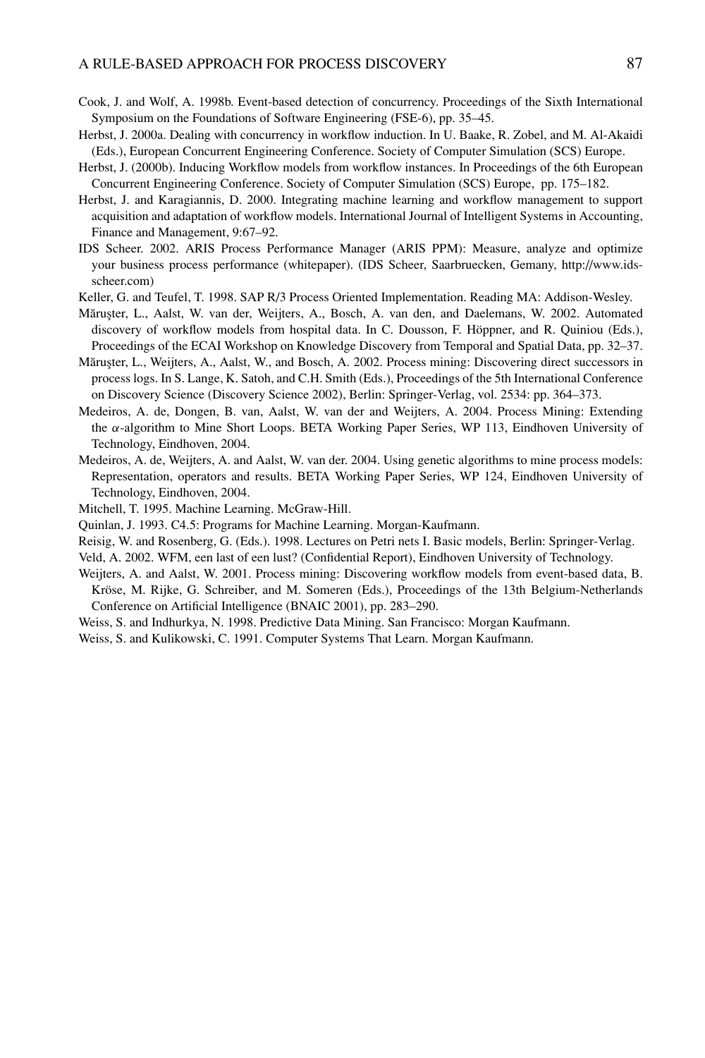Cook, J. and Wolf, A. 1998b. Event-based detection of concurrency. Proceedings of the Sixth International Symposium on the Foundations of Software Engineering (FSE-6), pp. 35–45.

Herbst, J. 2000a. Dealing with concurrency in workflow induction. In U. Baake, R. Zobel, and M. Al-Akaidi (Eds.), European Concurrent Engineering Conference. Society of Computer Simulation (SCS) Europe.

Herbst, J. (2000b). Inducing Workflow models from workflow instances. In Proceedings of the 6th European Concurrent Engineering Conference. Society of Computer Simulation (SCS) Europe, pp. 175–182.

Herbst, J. and Karagiannis, D. 2000. Integrating machine learning and workflow management to support acquisition and adaptation of workflow models. International Journal of Intelligent Systems in Accounting, Finance and Management, 9:67–92.

IDS Scheer. 2002. ARIS Process Performance Manager (ARIS PPM): Measure, analyze and optimize your business process performance (whitepaper). (IDS Scheer, Saarbruecken, Gemany, http://www.ids-scheer.com)

Keller, G. and Teufel, T. 1998. SAP R/3 Process Oriented Implementation. Reading MA: Addison-Wesley.

Măruşter, L., Aalst, W. van der, Weijters, A., Bosch, A. van den, and Daelemans, W. 2002. Automated discovery of workflow models from hospital data. In C. Dousson, F. Höppner, and R. Quiniou (Eds.), Proceedings of the ECAI Workshop on Knowledge Discovery from Temporal and Spatial Data, pp. 32–37.

Măruşter, L., Weijters, A., Aalst, W., and Bosch, A. 2002. Process mining: Discovering direct successors in process logs. In S. Lange, K. Satoh, and C.H. Smith (Eds.), Proceedings of the 5th International Conference on Discovery Science (Discovery Science 2002), Berlin: Springer-Verlag, vol. 2534: pp. 364–373.

Medeiros, A. de, Dongen, B. van, Aalst, W. van der and Weijters, A. 2004. Process Mining: Extending the $\alpha$-algorithm to Mine Short Loops. BETA Working Paper Series, WP 113, Eindhoven University of Technology, Eindhoven, 2004.

Medeiros, A. de, Weijters, A. and Aalst, W. van der. 2004. Using genetic algorithms to mine process models: Representation, operators and results. BETA Working Paper Series, WP 124, Eindhoven University of Technology, Eindhoven, 2004.

Mitchell, T. 1995. Machine Learning. McGraw-Hill.

Quinlan, J. 1993. C4.5: Programs for Machine Learning. Morgan-Kaufmann.

Reisig, W. and Rosenberg, G. (Eds.). 1998. Lectures on Petri nets I. Basic models, Berlin: Springer-Verlag.

Veld, A. 2002. WFM, een last of een lust? (Confidential Report), Eindhoven University of Technology.

Weijters, A. and Aalst, W. 2001. Process mining: Discovering workflow models from event-based data, B. Kröse, M. Rijke, G. Schreiber, and M. Someren (Eds.), Proceedings of the 13th Belgium-Netherlands Conference on Artificial Intelligence (BNAIC 2001), pp. 283–290.

Weiss, S. and Indhurkya, N. 1998. Predictive Data Mining. San Francisco: Morgan Kaufmann.

Weiss, S. and Kulikowski, C. 1991. Computer Systems That Learn. Morgan Kaufmann.